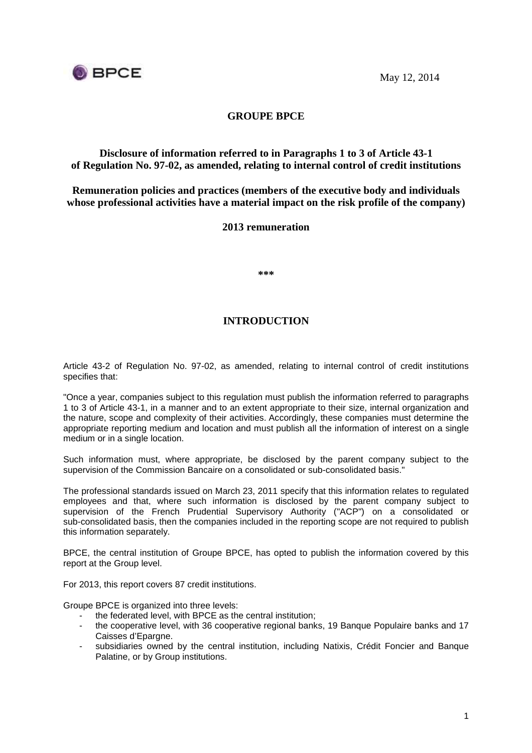BPCE

May 12, 2014

# GROUPE BPCE

## Disclosure of information referred to in Paragraphs 1 to 3 of Article 43-1 of Regulation No. 97-02, as amended, relating to internal control of credit institutions

## Remuneration policies and practices (members of the executive body and individuals whose professional activities have a material impact on the risk profile of the company)

## 2013 remuneration

***

## INTRODUCTION

Article 43-2 of Regulation No. 97-02, as amended, relating to internal control of credit institutions specifies that:

"Once a year, companies subject to this regulation must publish the information referred to paragraphs 1 to 3 of Article 43-1, in a manner and to an extent appropriate to their size, internal organization and the nature, scope and complexity of their activities. Accordingly, these companies must determine the appropriate reporting medium and location and must publish all the information of interest on a single medium or in a single location.

Such information must, where appropriate, be disclosed by the parent company subject to the supervision of the Commission Bancaire on a consolidated or sub-consolidated basis."

The professional standards issued on March 23, 2011 specify that this information relates to regulated employees and that, where such information is disclosed by the parent company subject to supervision of the French Prudential Supervisory Authority ("ACP") on a consolidated or sub-consolidated basis, then the companies included in the reporting scope are not required to publish this information separately.

BPCE, the central institution of Groupe BPCE, has opted to publish the information covered by this report at the Group level.

For 2013, this report covers 87 credit institutions.

Groupe BPCE is organized into three levels:

- the federated level, with BPCE as the central institution;
- the cooperative level, with 36 cooperative regional banks, 19 Banque Populaire banks and 17 Caisses d'Epargne.
- subsidiaries owned by the central institution, including Natixis, Crédit Foncier and Banque Palatine, or by Group institutions.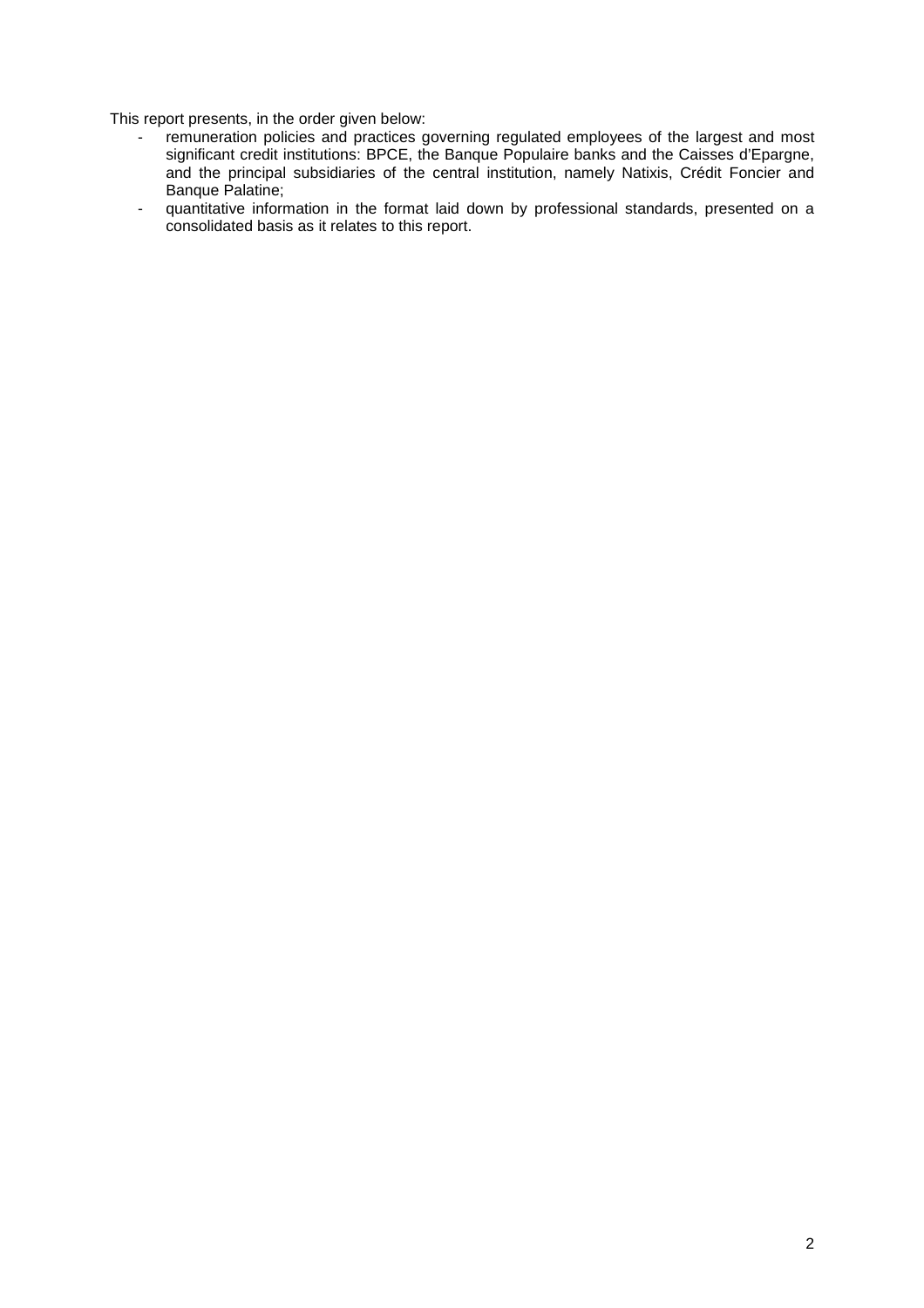This report presents, in the order given below:

- remuneration policies and practices governing regulated employees of the largest and most significant credit institutions: BPCE, the Banque Populaire banks and the Caisses d'Epargne, and the principal subsidiaries of the central institution, namely Natixis, Crédit Foncier and Banque Palatine;
- quantitative information in the format laid down by professional standards, presented on a consolidated basis as it relates to this report.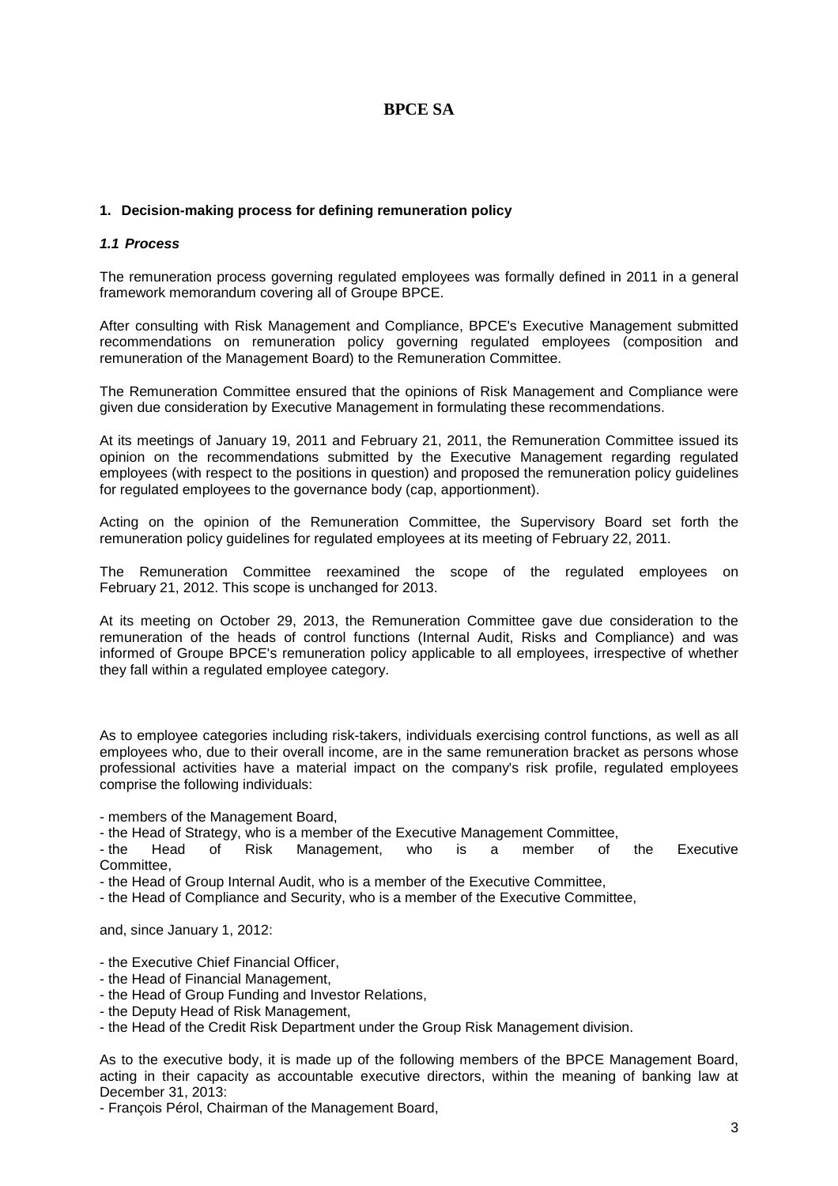# BPCE SA

## 1. Decision-making process for defining remuneration policy

### *1.1 Process*

The remuneration process governing regulated employees was formally defined in 2011 in a general framework memorandum covering all of Groupe BPCE.

After consulting with Risk Management and Compliance, BPCE's Executive Management submitted recommendations on remuneration policy governing regulated employees (composition and remuneration of the Management Board) to the Remuneration Committee.

The Remuneration Committee ensured that the opinions of Risk Management and Compliance were given due consideration by Executive Management in formulating these recommendations.

At its meetings of January 19, 2011 and February 21, 2011, the Remuneration Committee issued its opinion on the recommendations submitted by the Executive Management regarding regulated employees (with respect to the positions in question) and proposed the remuneration policy guidelines for regulated employees to the governance body (cap, apportionment).

Acting on the opinion of the Remuneration Committee, the Supervisory Board set forth the remuneration policy guidelines for regulated employees at its meeting of February 22, 2011.

The Remuneration Committee reexamined the scope of the regulated employees on February 21, 2012. This scope is unchanged for 2013.

At its meeting on October 29, 2013, the Remuneration Committee gave due consideration to the remuneration of the heads of control functions (Internal Audit, Risks and Compliance) and was informed of Groupe BPCE's remuneration policy applicable to all employees, irrespective of whether they fall within a regulated employee category.

As to employee categories including risk-takers, individuals exercising control functions, as well as all employees who, due to their overall income, are in the same remuneration bracket as persons whose professional activities have a material impact on the company's risk profile, regulated employees comprise the following individuals:

- members of the Management Board,
- the Head of Strategy, who is a member of the Executive Management Committee,
- the Head of Risk Management, who is a member of the Executive Committee,
- the Head of Group Internal Audit, who is a member of the Executive Committee,
- the Head of Compliance and Security, who is a member of the Executive Committee,

and, since January 1, 2012:

- the Executive Chief Financial Officer,
- the Head of Financial Management,
- the Head of Group Funding and Investor Relations,
- the Deputy Head of Risk Management,
- the Head of the Credit Risk Department under the Group Risk Management division.

As to the executive body, it is made up of the following members of the BPCE Management Board, acting in their capacity as accountable executive directors, within the meaning of banking law at December 31, 2013:

- François Pérol, Chairman of the Management Board,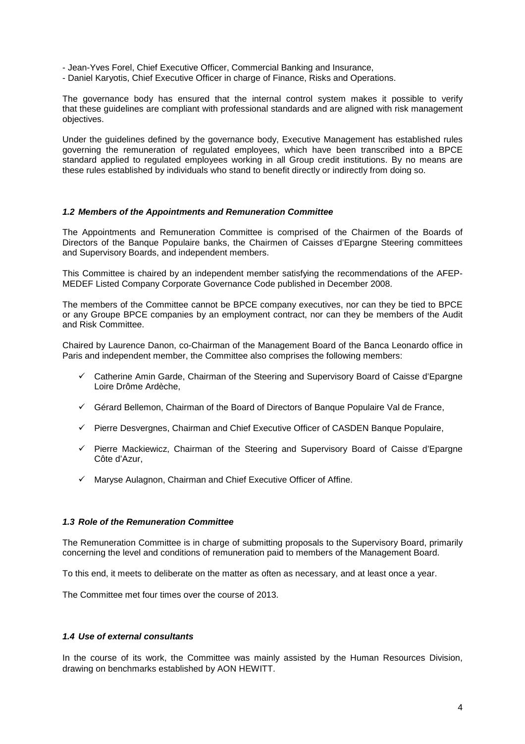- Jean-Yves Forel, Chief Executive Officer, Commercial Banking and Insurance,
- Daniel Karyotis, Chief Executive Officer in charge of Finance, Risks and Operations.

The governance body has ensured that the internal control system makes it possible to verify that these guidelines are compliant with professional standards and are aligned with risk management objectives.

Under the guidelines defined by the governance body, Executive Management has established rules governing the remuneration of regulated employees, which have been transcribed into a BPCE standard applied to regulated employees working in all Group credit institutions. By no means are these rules established by individuals who stand to benefit directly or indirectly from doing so.

### *1.2 Members of the Appointments and Remuneration Committee*

The Appointments and Remuneration Committee is comprised of the Chairmen of the Boards of Directors of the Banque Populaire banks, the Chairmen of Caisses d'Epargne Steering committees and Supervisory Boards, and independent members.

This Committee is chaired by an independent member satisfying the recommendations of the AFEP-MEDEF Listed Company Corporate Governance Code published in December 2008.

The members of the Committee cannot be BPCE company executives, nor can they be tied to BPCE or any Groupe BPCE companies by an employment contract, nor can they be members of the Audit and Risk Committee.

Chaired by Laurence Danon, co-Chairman of the Management Board of the Banca Leonardo office in Paris and independent member, the Committee also comprises the following members:

- ✓ Catherine Amin Garde, Chairman of the Steering and Supervisory Board of Caisse d'Epargne Loire Drôme Ardèche,
- ✓ Gérard Bellemon, Chairman of the Board of Directors of Banque Populaire Val de France,
- ✓ Pierre Desvergnes, Chairman and Chief Executive Officer of CASDEN Banque Populaire,
- ✓ Pierre Mackiewicz, Chairman of the Steering and Supervisory Board of Caisse d'Epargne Côte d'Azur,
- ✓ Maryse Aulagnon, Chairman and Chief Executive Officer of Affine.

### *1.3 Role of the Remuneration Committee*

The Remuneration Committee is in charge of submitting proposals to the Supervisory Board, primarily concerning the level and conditions of remuneration paid to members of the Management Board.

To this end, it meets to deliberate on the matter as often as necessary, and at least once a year.

The Committee met four times over the course of 2013.

### *1.4 Use of external consultants*

In the course of its work, the Committee was mainly assisted by the Human Resources Division, drawing on benchmarks established by AON HEWITT.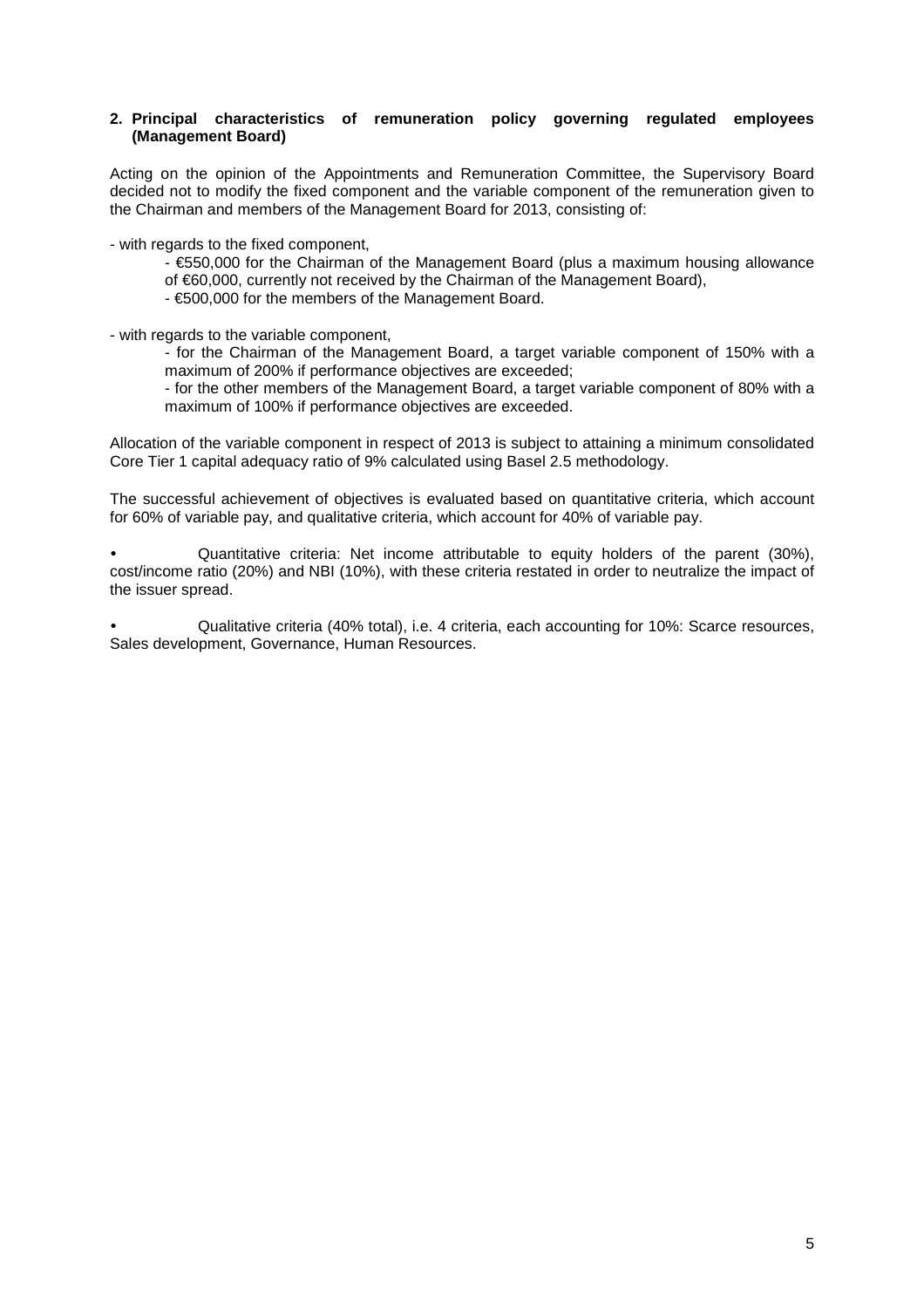## 2. Principal characteristics of remuneration policy governing regulated employees (Management Board)

Acting on the opinion of the Appointments and Remuneration Committee, the Supervisory Board decided not to modify the fixed component and the variable component of the remuneration given to the Chairman and members of the Management Board for 2013, consisting of:

- with regards to the fixed component,
  - €550,000 for the Chairman of the Management Board (plus a maximum housing allowance of €60,000, currently not received by the Chairman of the Management Board),
  - €500,000 for the members of the Management Board.

- with regards to the variable component,
  - for the Chairman of the Management Board, a target variable component of 150% with a maximum of 200% if performance objectives are exceeded;
  - for the other members of the Management Board, a target variable component of 80% with a maximum of 100% if performance objectives are exceeded.

Allocation of the variable component in respect of 2013 is subject to attaining a minimum consolidated Core Tier 1 capital adequacy ratio of 9% calculated using Basel 2.5 methodology.

The successful achievement of objectives is evaluated based on quantitative criteria, which account for 60% of variable pay, and qualitative criteria, which account for 40% of variable pay.

- Quantitative criteria: Net income attributable to equity holders of the parent (30%), cost/income ratio (20%) and NBI (10%), with these criteria restated in order to neutralize the impact of the issuer spread.

- Qualitative criteria (40% total), i.e. 4 criteria, each accounting for 10%: Scarce resources, Sales development, Governance, Human Resources.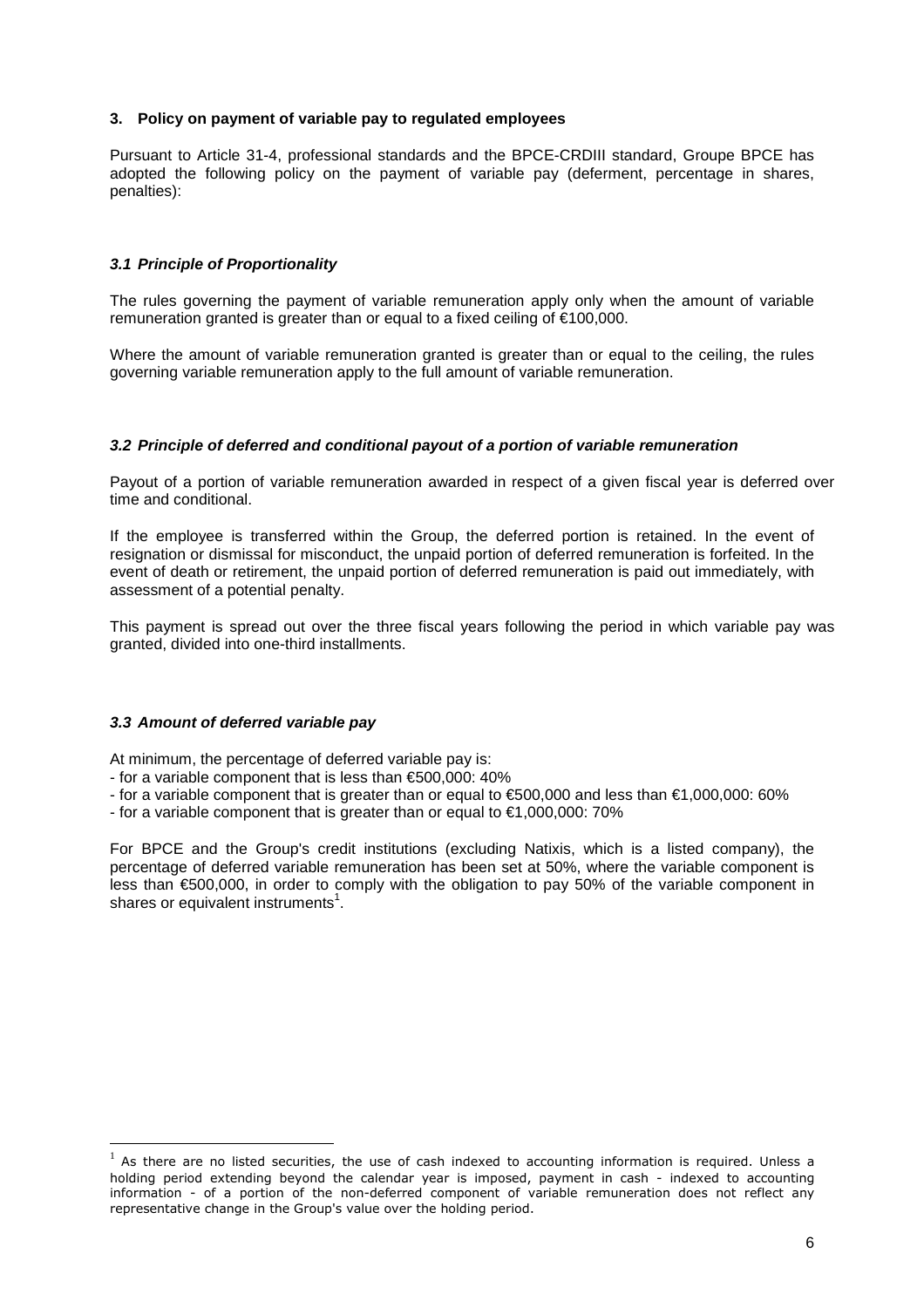## 3. Policy on payment of variable pay to regulated employees

Pursuant to Article 31-4, professional standards and the BPCE-CRDIII standard, Groupe BPCE has adopted the following policy on the payment of variable pay (deferment, percentage in shares, penalties):

### *3.1 Principle of Proportionality*

The rules governing the payment of variable remuneration apply only when the amount of variable remuneration granted is greater than or equal to a fixed ceiling of €100,000.

Where the amount of variable remuneration granted is greater than or equal to the ceiling, the rules governing variable remuneration apply to the full amount of variable remuneration.

### *3.2 Principle of deferred and conditional payout of a portion of variable remuneration*

Payout of a portion of variable remuneration awarded in respect of a given fiscal year is deferred over time and conditional.

If the employee is transferred within the Group, the deferred portion is retained. In the event of resignation or dismissal for misconduct, the unpaid portion of deferred remuneration is forfeited. In the event of death or retirement, the unpaid portion of deferred remuneration is paid out immediately, with assessment of a potential penalty.

This payment is spread out over the three fiscal years following the period in which variable pay was granted, divided into one-third installments.

### *3.3 Amount of deferred variable pay*

At minimum, the percentage of deferred variable pay is:

- for a variable component that is less than €500,000: 40%
- for a variable component that is greater than or equal to €500,000 and less than €1,000,000: 60%
- for a variable component that is greater than or equal to €1,000,000: 70%

For BPCE and the Group's credit institutions (excluding Natixis, which is a listed company), the percentage of deferred variable remuneration has been set at 50%, where the variable component is less than €500,000, in order to comply with the obligation to pay 50% of the variable component in shares or equivalent instruments[1].

---

[1] As there are no listed securities, the use of cash indexed to accounting information is required. Unless a holding period extending beyond the calendar year is imposed, payment in cash - indexed to accounting information - of a portion of the non-deferred component of variable remuneration does not reflect any representative change in the Group's value over the holding period.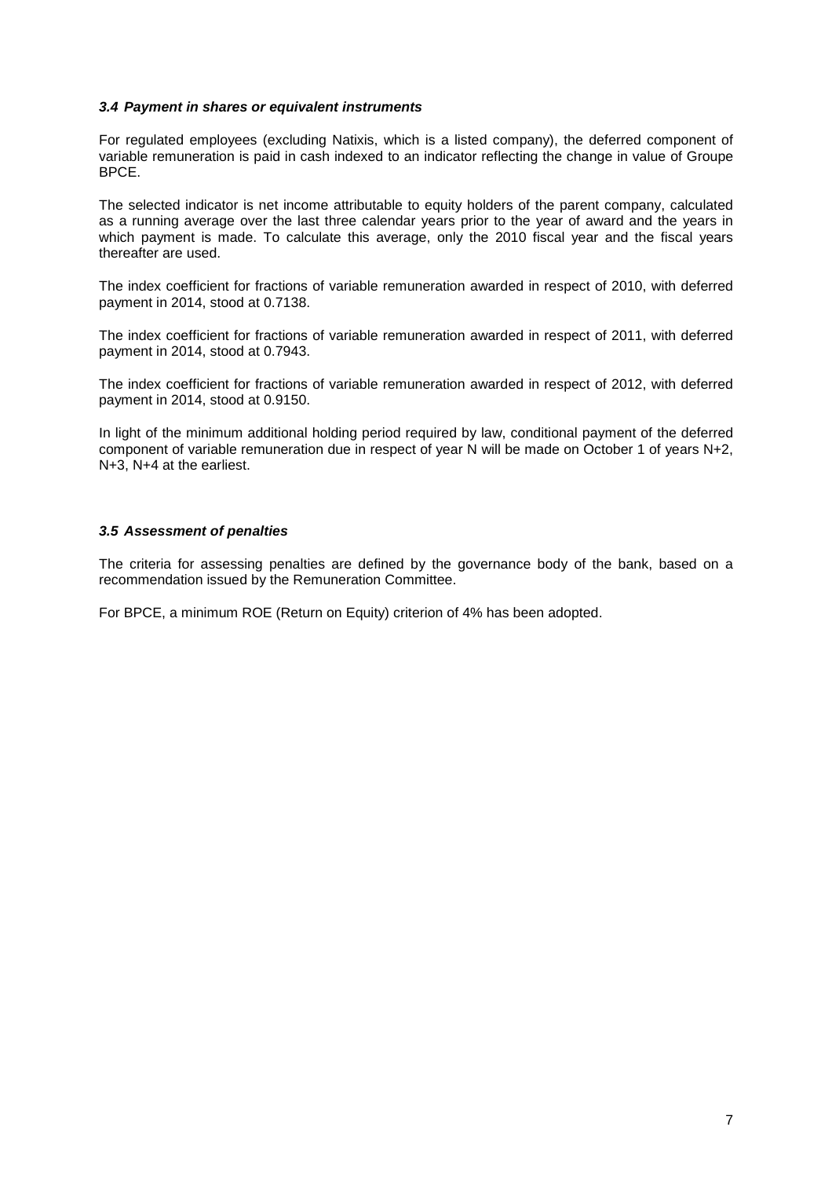### *3.4 Payment in shares or equivalent instruments*

For regulated employees (excluding Natixis, which is a listed company), the deferred component of variable remuneration is paid in cash indexed to an indicator reflecting the change in value of Groupe BPCE.

The selected indicator is net income attributable to equity holders of the parent company, calculated as a running average over the last three calendar years prior to the year of award and the years in which payment is made. To calculate this average, only the 2010 fiscal year and the fiscal years thereafter are used.

The index coefficient for fractions of variable remuneration awarded in respect of 2010, with deferred payment in 2014, stood at 0.7138.

The index coefficient for fractions of variable remuneration awarded in respect of 2011, with deferred payment in 2014, stood at 0.7943.

The index coefficient for fractions of variable remuneration awarded in respect of 2012, with deferred payment in 2014, stood at 0.9150.

In light of the minimum additional holding period required by law, conditional payment of the deferred component of variable remuneration due in respect of year N will be made on October 1 of years N+2, N+3, N+4 at the earliest.

### *3.5 Assessment of penalties*

The criteria for assessing penalties are defined by the governance body of the bank, based on a recommendation issued by the Remuneration Committee.

For BPCE, a minimum ROE (Return on Equity) criterion of 4% has been adopted.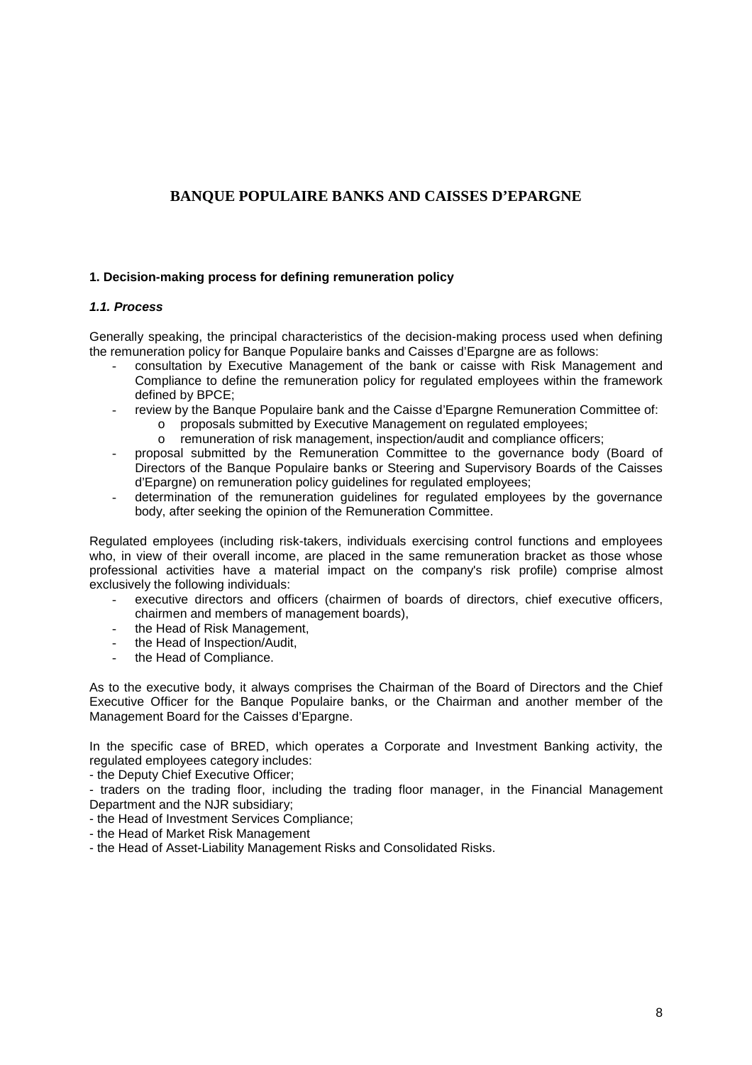# BANQUE POPULAIRE BANKS AND CAISSES D'EPARGNE

## 1. Decision-making process for defining remuneration policy

### *1.1. Process*

Generally speaking, the principal characteristics of the decision-making process used when defining the remuneration policy for Banque Populaire banks and Caisses d'Epargne are as follows:

- consultation by Executive Management of the bank or caisse with Risk Management and Compliance to define the remuneration policy for regulated employees within the framework defined by BPCE;
- review by the Banque Populaire bank and the Caisse d'Epargne Remuneration Committee of:
  - proposals submitted by Executive Management on regulated employees;
  - remuneration of risk management, inspection/audit and compliance officers;
- proposal submitted by the Remuneration Committee to the governance body (Board of Directors of the Banque Populaire banks or Steering and Supervisory Boards of the Caisses d'Epargne) on remuneration policy guidelines for regulated employees;
- determination of the remuneration guidelines for regulated employees by the governance body, after seeking the opinion of the Remuneration Committee.

Regulated employees (including risk-takers, individuals exercising control functions and employees who, in view of their overall income, are placed in the same remuneration bracket as those whose professional activities have a material impact on the company's risk profile) comprise almost exclusively the following individuals:

- executive directors and officers (chairmen of boards of directors, chief executive officers, chairmen and members of management boards),
- the Head of Risk Management,
- the Head of Inspection/Audit,
- the Head of Compliance.

As to the executive body, it always comprises the Chairman of the Board of Directors and the Chief Executive Officer for the Banque Populaire banks, or the Chairman and another member of the Management Board for the Caisses d'Epargne.

In the specific case of BRED, which operates a Corporate and Investment Banking activity, the regulated employees category includes:

- the Deputy Chief Executive Officer;
- traders on the trading floor, including the trading floor manager, in the Financial Management Department and the NJR subsidiary;
- the Head of Investment Services Compliance;
- the Head of Market Risk Management
- the Head of Asset-Liability Management Risks and Consolidated Risks.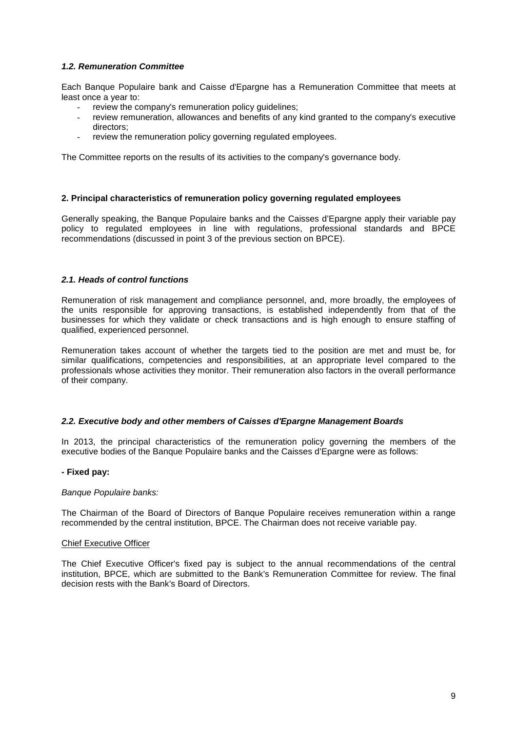### *1.2. Remuneration Committee*

Each Banque Populaire bank and Caisse d'Epargne has a Remuneration Committee that meets at least once a year to:

- review the company's remuneration policy guidelines;
- review remuneration, allowances and benefits of any kind granted to the company's executive directors;
- review the remuneration policy governing regulated employees.

The Committee reports on the results of its activities to the company's governance body.

## **2. Principal characteristics of remuneration policy governing regulated employees**

Generally speaking, the Banque Populaire banks and the Caisses d'Epargne apply their variable pay policy to regulated employees in line with regulations, professional standards and BPCE recommendations (discussed in point 3 of the previous section on BPCE).

### *2.1. Heads of control functions*

Remuneration of risk management and compliance personnel, and, more broadly, the employees of the units responsible for approving transactions, is established independently from that of the businesses for which they validate or check transactions and is high enough to ensure staffing of qualified, experienced personnel.

Remuneration takes account of whether the targets tied to the position are met and must be, for similar qualifications, competencies and responsibilities, at an appropriate level compared to the professionals whose activities they monitor. Their remuneration also factors in the overall performance of their company.

### *2.2. Executive body and other members of Caisses d'Epargne Management Boards*

In 2013, the principal characteristics of the remuneration policy governing the members of the executive bodies of the Banque Populaire banks and the Caisses d'Epargne were as follows:

**- Fixed pay:**

*Banque Populaire banks:*

The Chairman of the Board of Directors of Banque Populaire receives remuneration within a range recommended by the central institution, BPCE. The Chairman does not receive variable pay.

Chief Executive Officer

The Chief Executive Officer's fixed pay is subject to the annual recommendations of the central institution, BPCE, which are submitted to the Bank's Remuneration Committee for review. The final decision rests with the Bank's Board of Directors.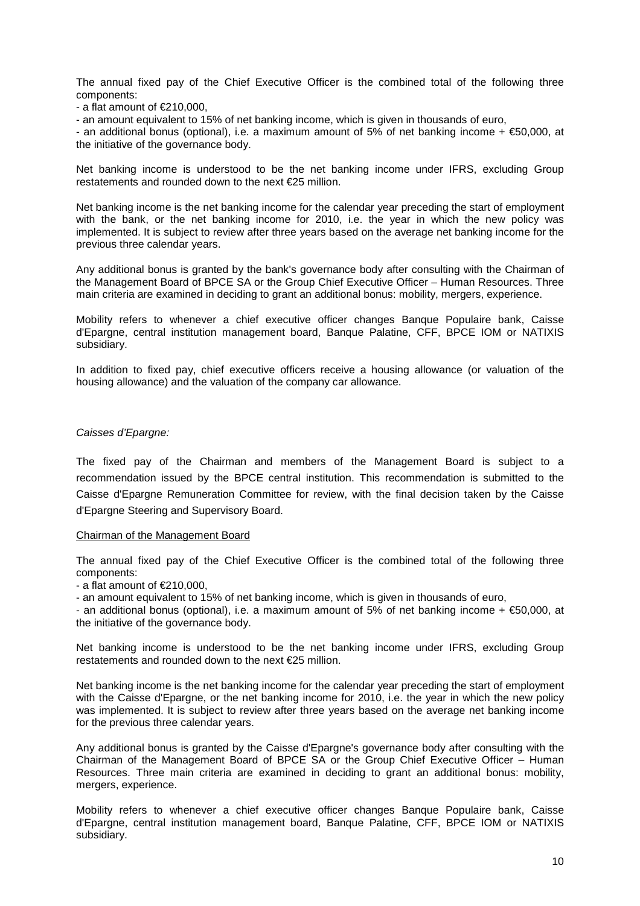The annual fixed pay of the Chief Executive Officer is the combined total of the following three components:

- a flat amount of €210,000,
- an amount equivalent to 15% of net banking income, which is given in thousands of euro,
- an additional bonus (optional), i.e. a maximum amount of 5% of net banking income + €50,000, at the initiative of the governance body.

Net banking income is understood to be the net banking income under IFRS, excluding Group restatements and rounded down to the next €25 million.

Net banking income is the net banking income for the calendar year preceding the start of employment with the bank, or the net banking income for 2010, i.e. the year in which the new policy was implemented. It is subject to review after three years based on the average net banking income for the previous three calendar years.

Any additional bonus is granted by the bank's governance body after consulting with the Chairman of the Management Board of BPCE SA or the Group Chief Executive Officer – Human Resources. Three main criteria are examined in deciding to grant an additional bonus: mobility, mergers, experience.

Mobility refers to whenever a chief executive officer changes Banque Populaire bank, Caisse d'Epargne, central institution management board, Banque Palatine, CFF, BPCE IOM or NATIXIS subsidiary.

In addition to fixed pay, chief executive officers receive a housing allowance (or valuation of the housing allowance) and the valuation of the company car allowance.

*Caisses d'Epargne:*

The fixed pay of the Chairman and members of the Management Board is subject to a recommendation issued by the BPCE central institution. This recommendation is submitted to the Caisse d'Epargne Remuneration Committee for review, with the final decision taken by the Caisse d'Epargne Steering and Supervisory Board.

Chairman of the Management Board

The annual fixed pay of the Chief Executive Officer is the combined total of the following three components:

- a flat amount of €210,000,
- an amount equivalent to 15% of net banking income, which is given in thousands of euro,
- an additional bonus (optional), i.e. a maximum amount of 5% of net banking income + €50,000, at the initiative of the governance body.

Net banking income is understood to be the net banking income under IFRS, excluding Group restatements and rounded down to the next €25 million.

Net banking income is the net banking income for the calendar year preceding the start of employment with the Caisse d'Epargne, or the net banking income for 2010, i.e. the year in which the new policy was implemented. It is subject to review after three years based on the average net banking income for the previous three calendar years.

Any additional bonus is granted by the Caisse d'Epargne's governance body after consulting with the Chairman of the Management Board of BPCE SA or the Group Chief Executive Officer – Human Resources. Three main criteria are examined in deciding to grant an additional bonus: mobility, mergers, experience.

Mobility refers to whenever a chief executive officer changes Banque Populaire bank, Caisse d'Epargne, central institution management board, Banque Palatine, CFF, BPCE IOM or NATIXIS subsidiary.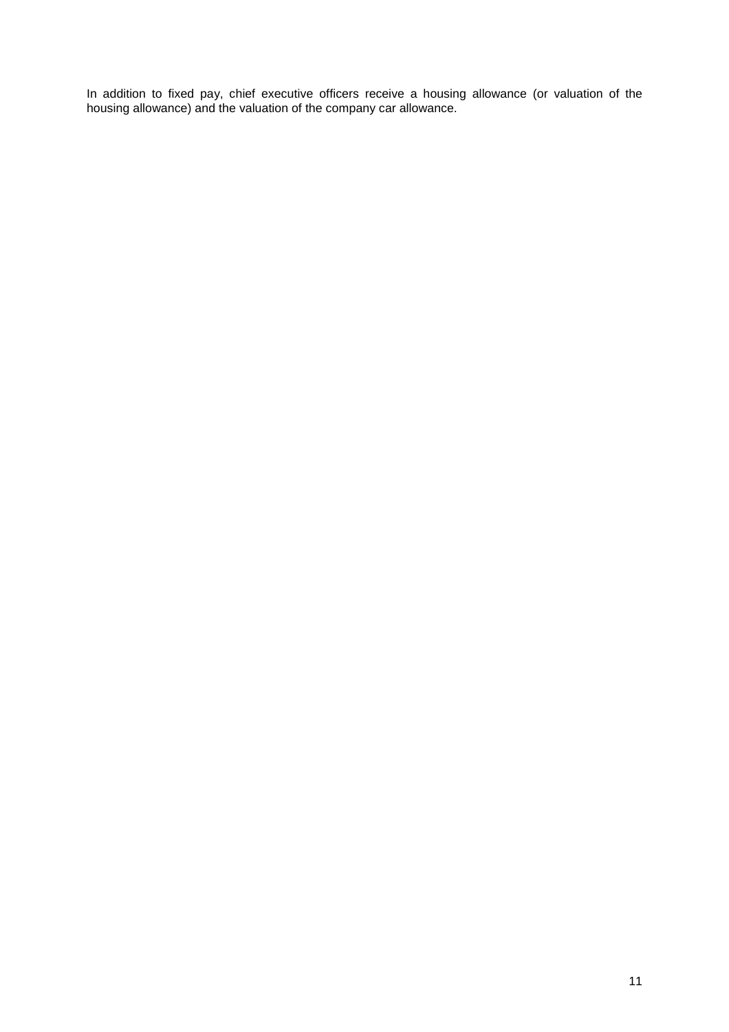In addition to fixed pay, chief executive officers receive a housing allowance (or valuation of the housing allowance) and the valuation of the company car allowance.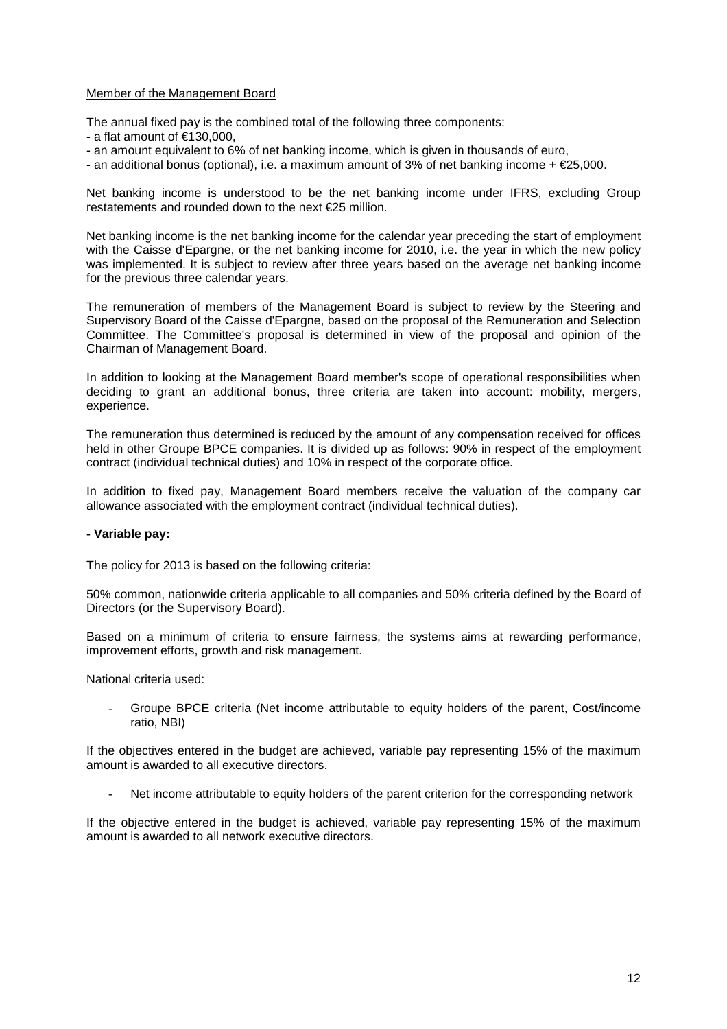Member of the Management Board

The annual fixed pay is the combined total of the following three components:

- a flat amount of €130,000,
- an amount equivalent to 6% of net banking income, which is given in thousands of euro,
- an additional bonus (optional), i.e. a maximum amount of 3% of net banking income + €25,000.

Net banking income is understood to be the net banking income under IFRS, excluding Group restatements and rounded down to the next €25 million.

Net banking income is the net banking income for the calendar year preceding the start of employment with the Caisse d'Epargne, or the net banking income for 2010, i.e. the year in which the new policy was implemented. It is subject to review after three years based on the average net banking income for the previous three calendar years.

The remuneration of members of the Management Board is subject to review by the Steering and Supervisory Board of the Caisse d'Epargne, based on the proposal of the Remuneration and Selection Committee. The Committee's proposal is determined in view of the proposal and opinion of the Chairman of Management Board.

In addition to looking at the Management Board member's scope of operational responsibilities when deciding to grant an additional bonus, three criteria are taken into account: mobility, mergers, experience.

The remuneration thus determined is reduced by the amount of any compensation received for offices held in other Groupe BPCE companies. It is divided up as follows: 90% in respect of the employment contract (individual technical duties) and 10% in respect of the corporate office.

In addition to fixed pay, Management Board members receive the valuation of the company car allowance associated with the employment contract (individual technical duties).

**- Variable pay:**

The policy for 2013 is based on the following criteria:

50% common, nationwide criteria applicable to all companies and 50% criteria defined by the Board of Directors (or the Supervisory Board).

Based on a minimum of criteria to ensure fairness, the systems aims at rewarding performance, improvement efforts, growth and risk management.

National criteria used:

- Groupe BPCE criteria (Net income attributable to equity holders of the parent, Cost/income ratio, NBI)

If the objectives entered in the budget are achieved, variable pay representing 15% of the maximum amount is awarded to all executive directors.

- Net income attributable to equity holders of the parent criterion for the corresponding network

If the objective entered in the budget is achieved, variable pay representing 15% of the maximum amount is awarded to all network executive directors.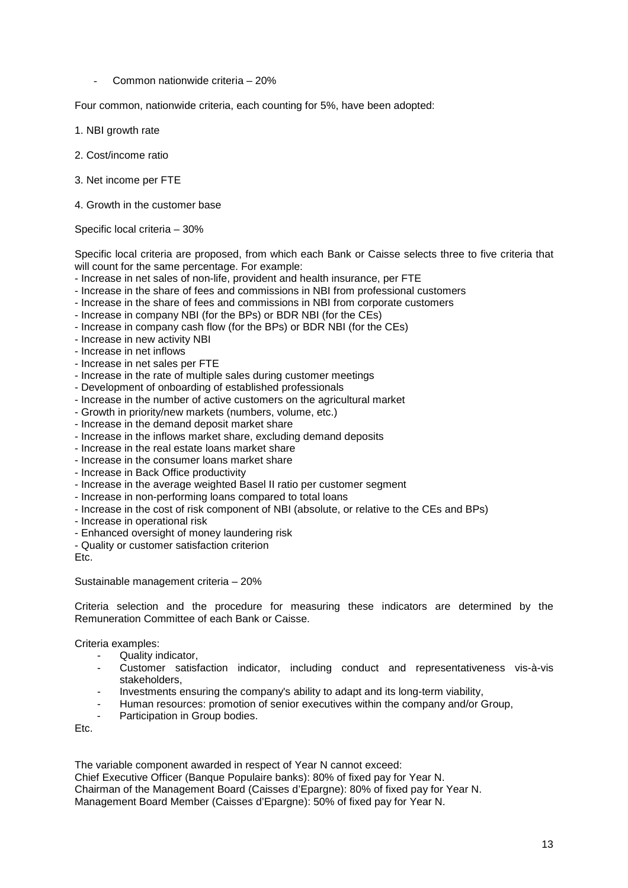- Common nationwide criteria – 20%

Four common, nationwide criteria, each counting for 5%, have been adopted:

1. NBI growth rate

2. Cost/income ratio

3. Net income per FTE

4. Growth in the customer base

Specific local criteria – 30%

Specific local criteria are proposed, from which each Bank or Caisse selects three to five criteria that will count for the same percentage. For example:

- Increase in net sales of non-life, provident and health insurance, per FTE
- Increase in the share of fees and commissions in NBI from professional customers
- Increase in the share of fees and commissions in NBI from corporate customers
- Increase in company NBI (for the BPs) or BDR NBI (for the CEs)
- Increase in company cash flow (for the BPs) or BDR NBI (for the CEs)
- Increase in new activity NBI
- Increase in net inflows
- Increase in net sales per FTE
- Increase in the rate of multiple sales during customer meetings
- Development of onboarding of established professionals
- Increase in the number of active customers on the agricultural market
- Growth in priority/new markets (numbers, volume, etc.)
- Increase in the demand deposit market share
- Increase in the inflows market share, excluding demand deposits
- Increase in the real estate loans market share
- Increase in the consumer loans market share
- Increase in Back Office productivity
- Increase in the average weighted Basel II ratio per customer segment
- Increase in non-performing loans compared to total loans
- Increase in the cost of risk component of NBI (absolute, or relative to the CEs and BPs)
- Increase in operational risk
- Enhanced oversight of money laundering risk
- Quality or customer satisfaction criterion

Etc.

Sustainable management criteria – 20%

Criteria selection and the procedure for measuring these indicators are determined by the Remuneration Committee of each Bank or Caisse.

Criteria examples:

- Quality indicator,
- Customer satisfaction indicator, including conduct and representativeness vis-à-vis stakeholders,
- Investments ensuring the company's ability to adapt and its long-term viability,
- Human resources: promotion of senior executives within the company and/or Group,
- Participation in Group bodies.

Etc.

The variable component awarded in respect of Year N cannot exceed:
Chief Executive Officer (Banque Populaire banks): 80% of fixed pay for Year N.
Chairman of the Management Board (Caisses d'Epargne): 80% of fixed pay for Year N.
Management Board Member (Caisses d'Epargne): 50% of fixed pay for Year N.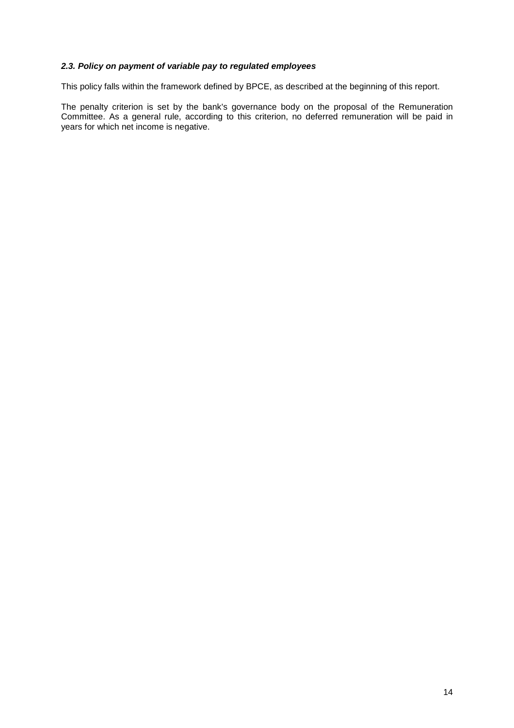### *2.3. Policy on payment of variable pay to regulated employees*

This policy falls within the framework defined by BPCE, as described at the beginning of this report.

The penalty criterion is set by the bank's governance body on the proposal of the Remuneration Committee. As a general rule, according to this criterion, no deferred remuneration will be paid in years for which net income is negative.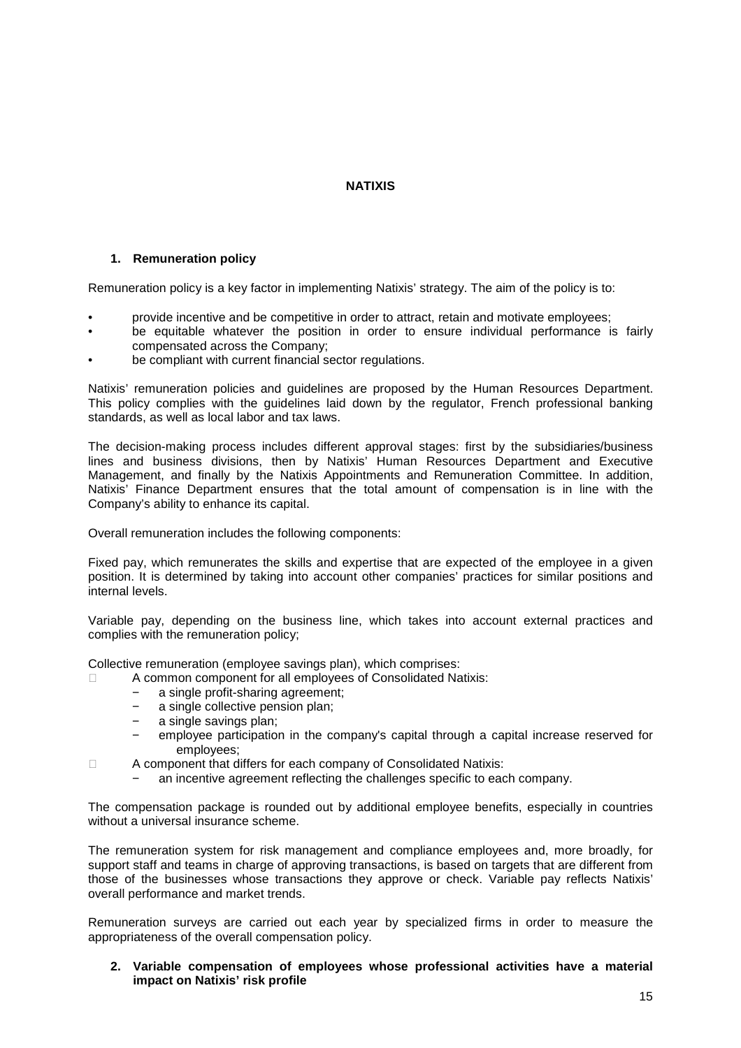# NATIXIS

## 1. Remuneration policy

Remuneration policy is a key factor in implementing Natixis' strategy. The aim of the policy is to:

- provide incentive and be competitive in order to attract, retain and motivate employees;
- be equitable whatever the position in order to ensure individual performance is fairly compensated across the Company;
- be compliant with current financial sector regulations.

Natixis' remuneration policies and guidelines are proposed by the Human Resources Department. This policy complies with the guidelines laid down by the regulator, French professional banking standards, as well as local labor and tax laws.

The decision-making process includes different approval stages: first by the subsidiaries/business lines and business divisions, then by Natixis' Human Resources Department and Executive Management, and finally by the Natixis Appointments and Remuneration Committee. In addition, Natixis' Finance Department ensures that the total amount of compensation is in line with the Company's ability to enhance its capital.

Overall remuneration includes the following components:

Fixed pay, which remunerates the skills and expertise that are expected of the employee in a given position. It is determined by taking into account other companies' practices for similar positions and internal levels.

Variable pay, depending on the business line, which takes into account external practices and complies with the remuneration policy;

Collective remuneration (employee savings plan), which comprises:

- A common component for all employees of Consolidated Natixis:
  - a single profit-sharing agreement;
  - a single collective pension plan;
  - a single savings plan;
  - employee participation in the company's capital through a capital increase reserved for employees;
- A component that differs for each company of Consolidated Natixis:
  - an incentive agreement reflecting the challenges specific to each company.

The compensation package is rounded out by additional employee benefits, especially in countries without a universal insurance scheme.

The remuneration system for risk management and compliance employees and, more broadly, for support staff and teams in charge of approving transactions, is based on targets that are different from those of the businesses whose transactions they approve or check. Variable pay reflects Natixis' overall performance and market trends.

Remuneration surveys are carried out each year by specialized firms in order to measure the appropriateness of the overall compensation policy.

## 2. Variable compensation of employees whose professional activities have a material impact on Natixis' risk profile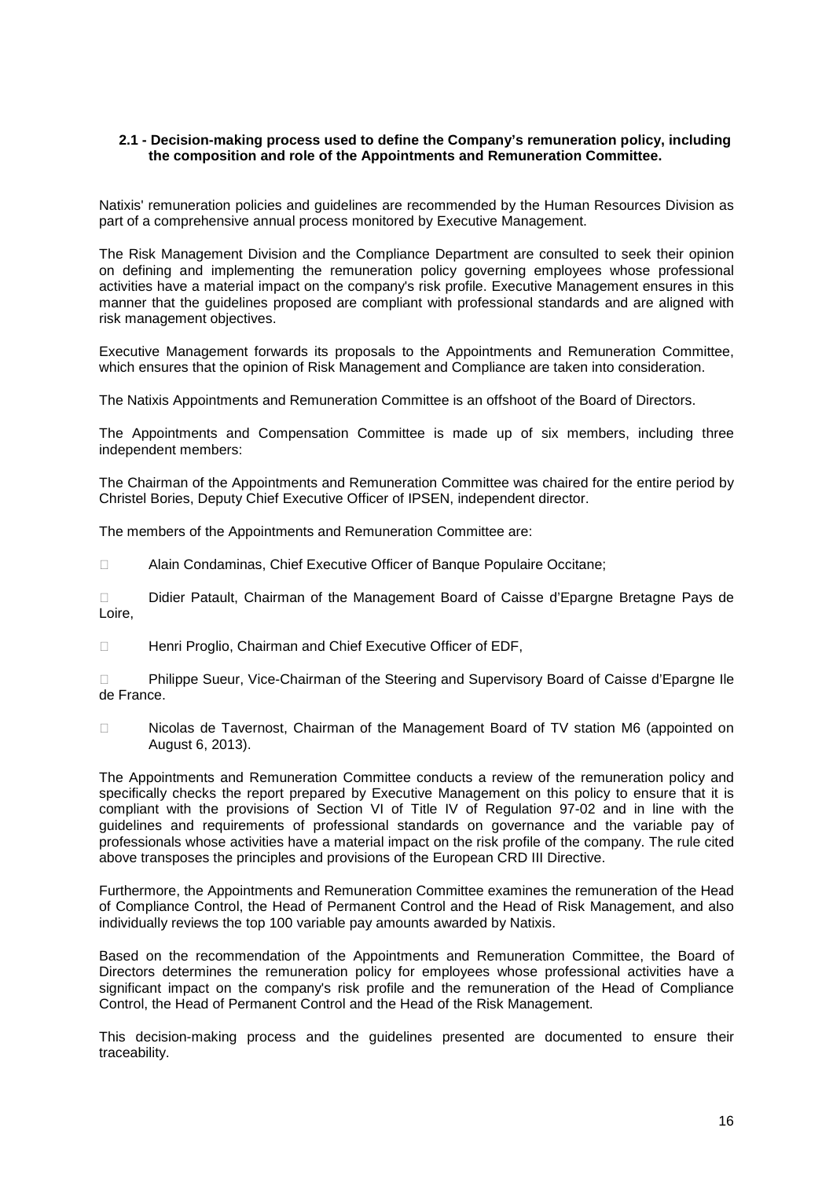### 2.1 - Decision-making process used to define the Company's remuneration policy, including the composition and role of the Appointments and Remuneration Committee.

Natixis' remuneration policies and guidelines are recommended by the Human Resources Division as part of a comprehensive annual process monitored by Executive Management.

The Risk Management Division and the Compliance Department are consulted to seek their opinion on defining and implementing the remuneration policy governing employees whose professional activities have a material impact on the company's risk profile. Executive Management ensures in this manner that the guidelines proposed are compliant with professional standards and are aligned with risk management objectives.

Executive Management forwards its proposals to the Appointments and Remuneration Committee, which ensures that the opinion of Risk Management and Compliance are taken into consideration.

The Natixis Appointments and Remuneration Committee is an offshoot of the Board of Directors.

The Appointments and Compensation Committee is made up of six members, including three independent members:

The Chairman of the Appointments and Remuneration Committee was chaired for the entire period by Christel Bories, Deputy Chief Executive Officer of IPSEN, independent director.

The members of the Appointments and Remuneration Committee are:

- Alain Condaminas, Chief Executive Officer of Banque Populaire Occitane;
- Didier Patault, Chairman of the Management Board of Caisse d'Epargne Bretagne Pays de Loire,
- Henri Proglio, Chairman and Chief Executive Officer of EDF,
- Philippe Sueur, Vice-Chairman of the Steering and Supervisory Board of Caisse d'Epargne Ile de France.
- Nicolas de Tavernost, Chairman of the Management Board of TV station M6 (appointed on August 6, 2013).

The Appointments and Remuneration Committee conducts a review of the remuneration policy and specifically checks the report prepared by Executive Management on this policy to ensure that it is compliant with the provisions of Section VI of Title IV of Regulation 97-02 and in line with the guidelines and requirements of professional standards on governance and the variable pay of professionals whose activities have a material impact on the risk profile of the company. The rule cited above transposes the principles and provisions of the European CRD III Directive.

Furthermore, the Appointments and Remuneration Committee examines the remuneration of the Head of Compliance Control, the Head of Permanent Control and the Head of Risk Management, and also individually reviews the top 100 variable pay amounts awarded by Natixis.

Based on the recommendation of the Appointments and Remuneration Committee, the Board of Directors determines the remuneration policy for employees whose professional activities have a significant impact on the company's risk profile and the remuneration of the Head of Compliance Control, the Head of Permanent Control and the Head of the Risk Management.

This decision-making process and the guidelines presented are documented to ensure their traceability.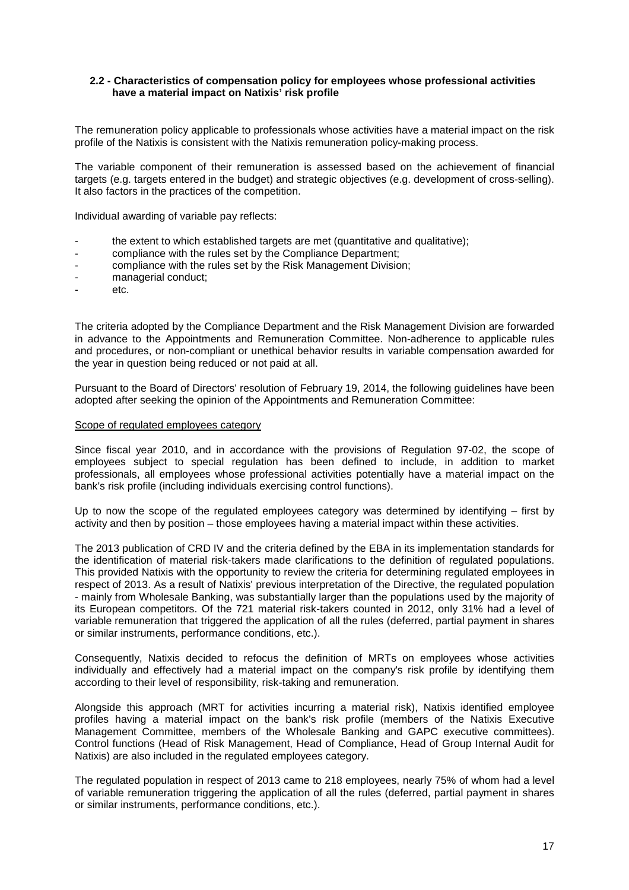### 2.2 - Characteristics of compensation policy for employees whose professional activities have a material impact on Natixis' risk profile

The remuneration policy applicable to professionals whose activities have a material impact on the risk profile of the Natixis is consistent with the Natixis remuneration policy-making process.

The variable component of their remuneration is assessed based on the achievement of financial targets (e.g. targets entered in the budget) and strategic objectives (e.g. development of cross-selling). It also factors in the practices of the competition.

Individual awarding of variable pay reflects:

- the extent to which established targets are met (quantitative and qualitative);
- compliance with the rules set by the Compliance Department;
- compliance with the rules set by the Risk Management Division;
- managerial conduct;
- etc.

The criteria adopted by the Compliance Department and the Risk Management Division are forwarded in advance to the Appointments and Remuneration Committee. Non-adherence to applicable rules and procedures, or non-compliant or unethical behavior results in variable compensation awarded for the year in question being reduced or not paid at all.

Pursuant to the Board of Directors' resolution of February 19, 2014, the following guidelines have been adopted after seeking the opinion of the Appointments and Remuneration Committee:

<u>Scope of regulated employees category</u>

Since fiscal year 2010, and in accordance with the provisions of Regulation 97-02, the scope of employees subject to special regulation has been defined to include, in addition to market professionals, all employees whose professional activities potentially have a material impact on the bank's risk profile (including individuals exercising control functions).

Up to now the scope of the regulated employees category was determined by identifying – first by activity and then by position – those employees having a material impact within these activities.

The 2013 publication of CRD IV and the criteria defined by the EBA in its implementation standards for the identification of material risk-takers made clarifications to the definition of regulated populations. This provided Natixis with the opportunity to review the criteria for determining regulated employees in respect of 2013. As a result of Natixis' previous interpretation of the Directive, the regulated population - mainly from Wholesale Banking, was substantially larger than the populations used by the majority of its European competitors. Of the 721 material risk-takers counted in 2012, only 31% had a level of variable remuneration that triggered the application of all the rules (deferred, partial payment in shares or similar instruments, performance conditions, etc.).

Consequently, Natixis decided to refocus the definition of MRTs on employees whose activities individually and effectively had a material impact on the company's risk profile by identifying them according to their level of responsibility, risk-taking and remuneration.

Alongside this approach (MRT for activities incurring a material risk), Natixis identified employee profiles having a material impact on the bank's risk profile (members of the Natixis Executive Management Committee, members of the Wholesale Banking and GAPC executive committees). Control functions (Head of Risk Management, Head of Compliance, Head of Group Internal Audit for Natixis) are also included in the regulated employees category.

The regulated population in respect of 2013 came to 218 employees, nearly 75% of whom had a level of variable remuneration triggering the application of all the rules (deferred, partial payment in shares or similar instruments, performance conditions, etc.).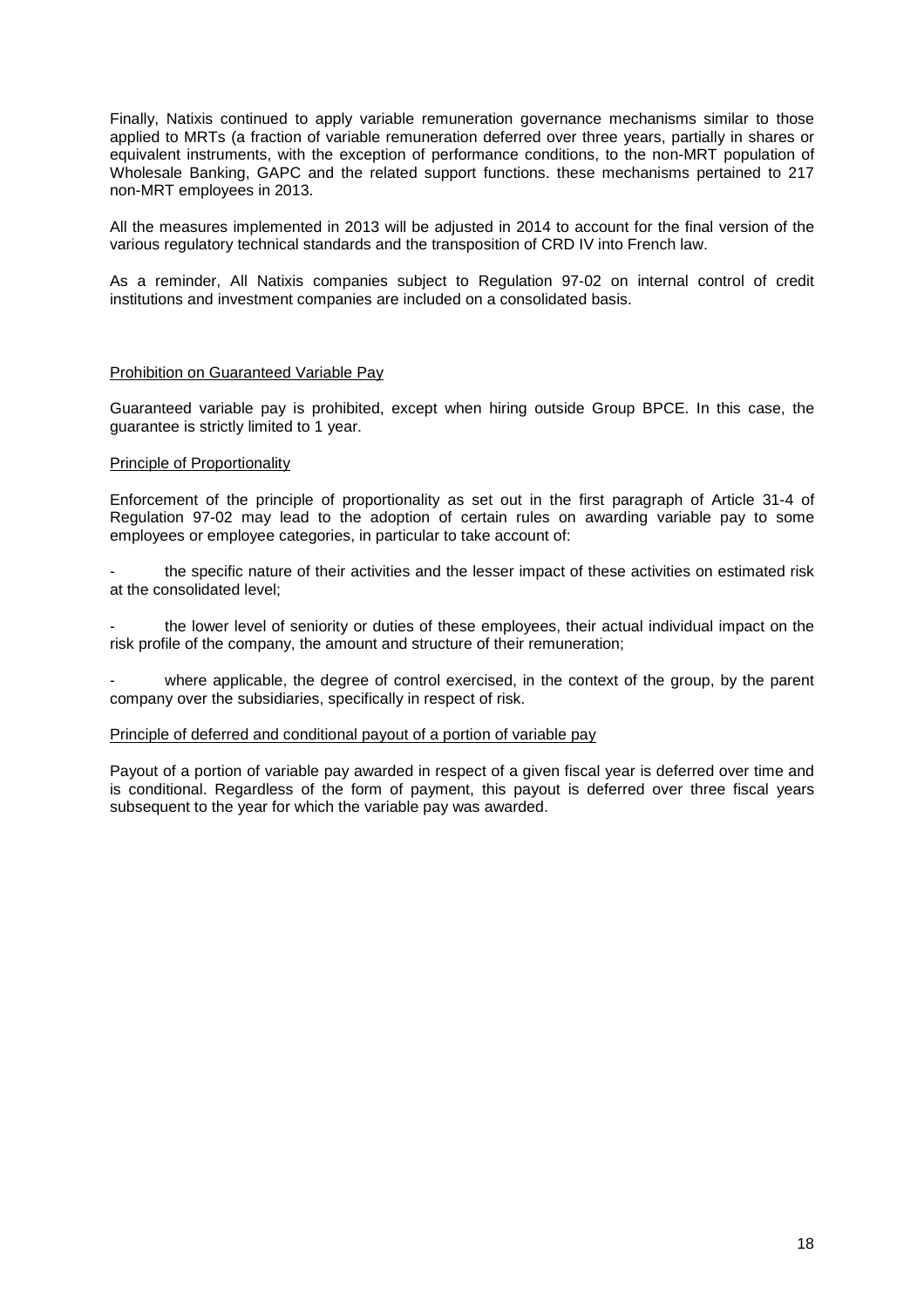Finally, Natixis continued to apply variable remuneration governance mechanisms similar to those applied to MRTs (a fraction of variable remuneration deferred over three years, partially in shares or equivalent instruments, with the exception of performance conditions, to the non-MRT population of Wholesale Banking, GAPC and the related support functions. these mechanisms pertained to 217 non-MRT employees in 2013.

All the measures implemented in 2013 will be adjusted in 2014 to account for the final version of the various regulatory technical standards and the transposition of CRD IV into French law.

As a reminder, All Natixis companies subject to Regulation 97-02 on internal control of credit institutions and investment companies are included on a consolidated basis.

Prohibition on Guaranteed Variable Pay

Guaranteed variable pay is prohibited, except when hiring outside Group BPCE. In this case, the guarantee is strictly limited to 1 year.

Principle of Proportionality

Enforcement of the principle of proportionality as set out in the first paragraph of Article 31-4 of Regulation 97-02 may lead to the adoption of certain rules on awarding variable pay to some employees or employee categories, in particular to take account of:

- the specific nature of their activities and the lesser impact of these activities on estimated risk at the consolidated level;
- the lower level of seniority or duties of these employees, their actual individual impact on the risk profile of the company, the amount and structure of their remuneration;
- where applicable, the degree of control exercised, in the context of the group, by the parent company over the subsidiaries, specifically in respect of risk.

Principle of deferred and conditional payout of a portion of variable pay

Payout of a portion of variable pay awarded in respect of a given fiscal year is deferred over time and is conditional. Regardless of the form of payment, this payout is deferred over three fiscal years subsequent to the year for which the variable pay was awarded.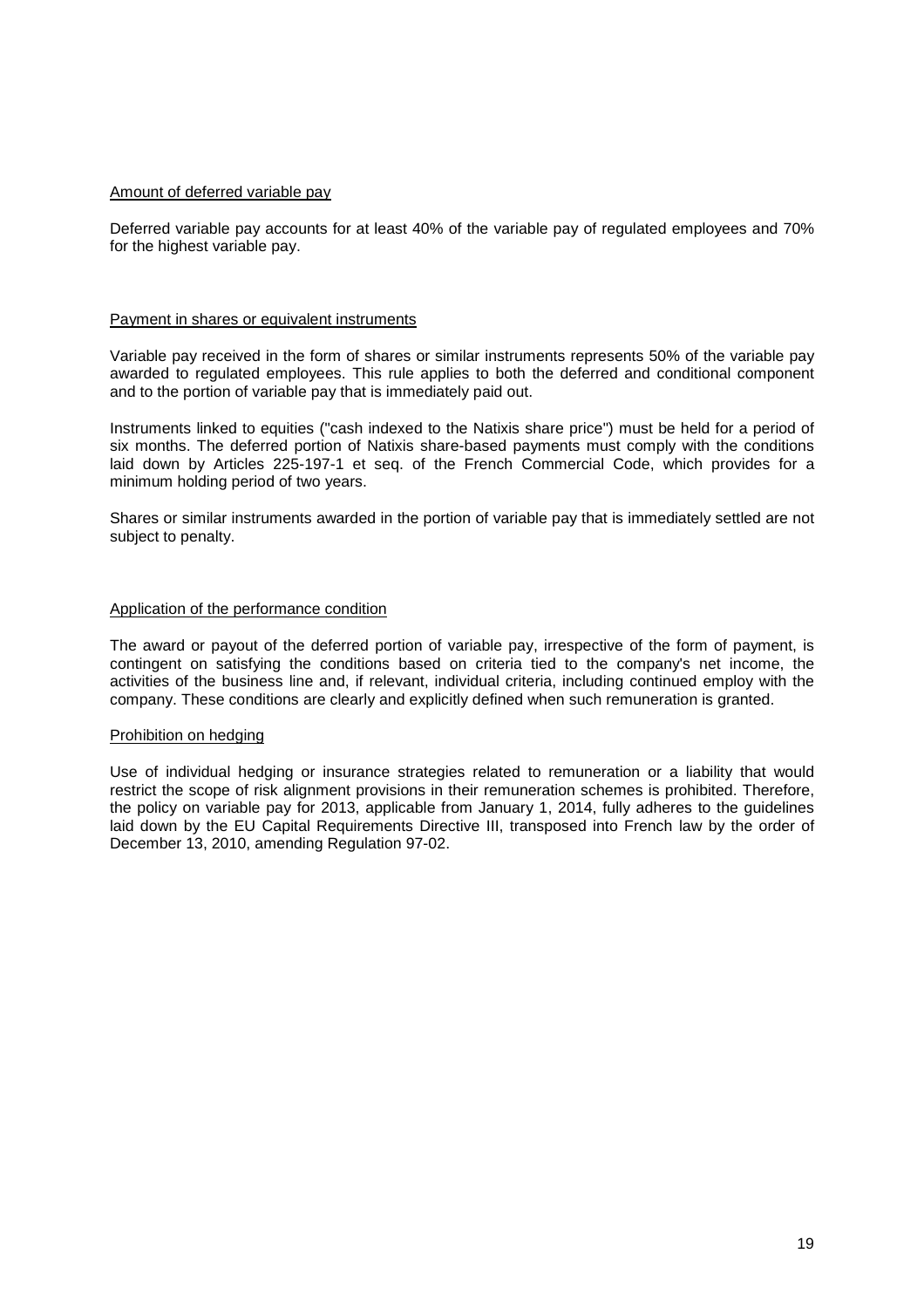Amount of deferred variable pay

Deferred variable pay accounts for at least 40% of the variable pay of regulated employees and 70% for the highest variable pay.

Payment in shares or equivalent instruments

Variable pay received in the form of shares or similar instruments represents 50% of the variable pay awarded to regulated employees. This rule applies to both the deferred and conditional component and to the portion of variable pay that is immediately paid out.

Instruments linked to equities ("cash indexed to the Natixis share price") must be held for a period of six months. The deferred portion of Natixis share-based payments must comply with the conditions laid down by Articles 225-197-1 et seq. of the French Commercial Code, which provides for a minimum holding period of two years.

Shares or similar instruments awarded in the portion of variable pay that is immediately settled are not subject to penalty.

Application of the performance condition

The award or payout of the deferred portion of variable pay, irrespective of the form of payment, is contingent on satisfying the conditions based on criteria tied to the company's net income, the activities of the business line and, if relevant, individual criteria, including continued employ with the company. These conditions are clearly and explicitly defined when such remuneration is granted.

Prohibition on hedging

Use of individual hedging or insurance strategies related to remuneration or a liability that would restrict the scope of risk alignment provisions in their remuneration schemes is prohibited. Therefore, the policy on variable pay for 2013, applicable from January 1, 2014, fully adheres to the guidelines laid down by the EU Capital Requirements Directive III, transposed into French law by the order of December 13, 2010, amending Regulation 97-02.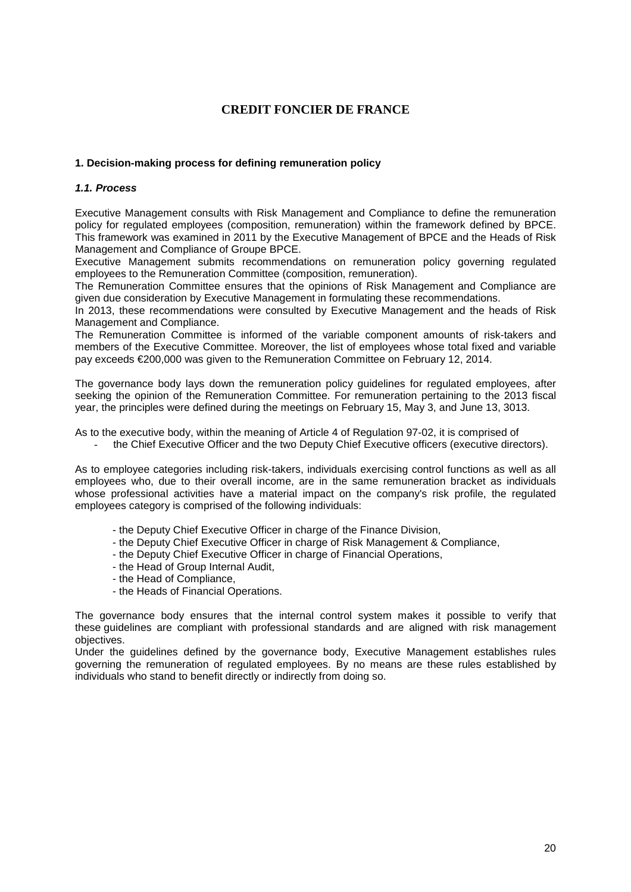# CREDIT FONCIER DE FRANCE

## 1. Decision-making process for defining remuneration policy

### *1.1. Process*

Executive Management consults with Risk Management and Compliance to define the remuneration policy for regulated employees (composition, remuneration) within the framework defined by BPCE. This framework was examined in 2011 by the Executive Management of BPCE and the Heads of Risk Management and Compliance of Groupe BPCE.
Executive Management submits recommendations on remuneration policy governing regulated employees to the Remuneration Committee (composition, remuneration).
The Remuneration Committee ensures that the opinions of Risk Management and Compliance are given due consideration by Executive Management in formulating these recommendations.
In 2013, these recommendations were consulted by Executive Management and the heads of Risk Management and Compliance.
The Remuneration Committee is informed of the variable component amounts of risk-takers and members of the Executive Committee. Moreover, the list of employees whose total fixed and variable pay exceeds €200,000 was given to the Remuneration Committee on February 12, 2014.

The governance body lays down the remuneration policy guidelines for regulated employees, after seeking the opinion of the Remuneration Committee. For remuneration pertaining to the 2013 fiscal year, the principles were defined during the meetings on February 15, May 3, and June 13, 3013.

As to the executive body, within the meaning of Article 4 of Regulation 97-02, it is comprised of

- the Chief Executive Officer and the two Deputy Chief Executive officers (executive directors).

As to employee categories including risk-takers, individuals exercising control functions as well as all employees who, due to their overall income, are in the same remuneration bracket as individuals whose professional activities have a material impact on the company's risk profile, the regulated employees category is comprised of the following individuals:

- the Deputy Chief Executive Officer in charge of the Finance Division,
- the Deputy Chief Executive Officer in charge of Risk Management & Compliance,
- the Deputy Chief Executive Officer in charge of Financial Operations,
- the Head of Group Internal Audit,
- the Head of Compliance,
- the Heads of Financial Operations.

The governance body ensures that the internal control system makes it possible to verify that these guidelines are compliant with professional standards and are aligned with risk management objectives.
Under the guidelines defined by the governance body, Executive Management establishes rules governing the remuneration of regulated employees. By no means are these rules established by individuals who stand to benefit directly or indirectly from doing so.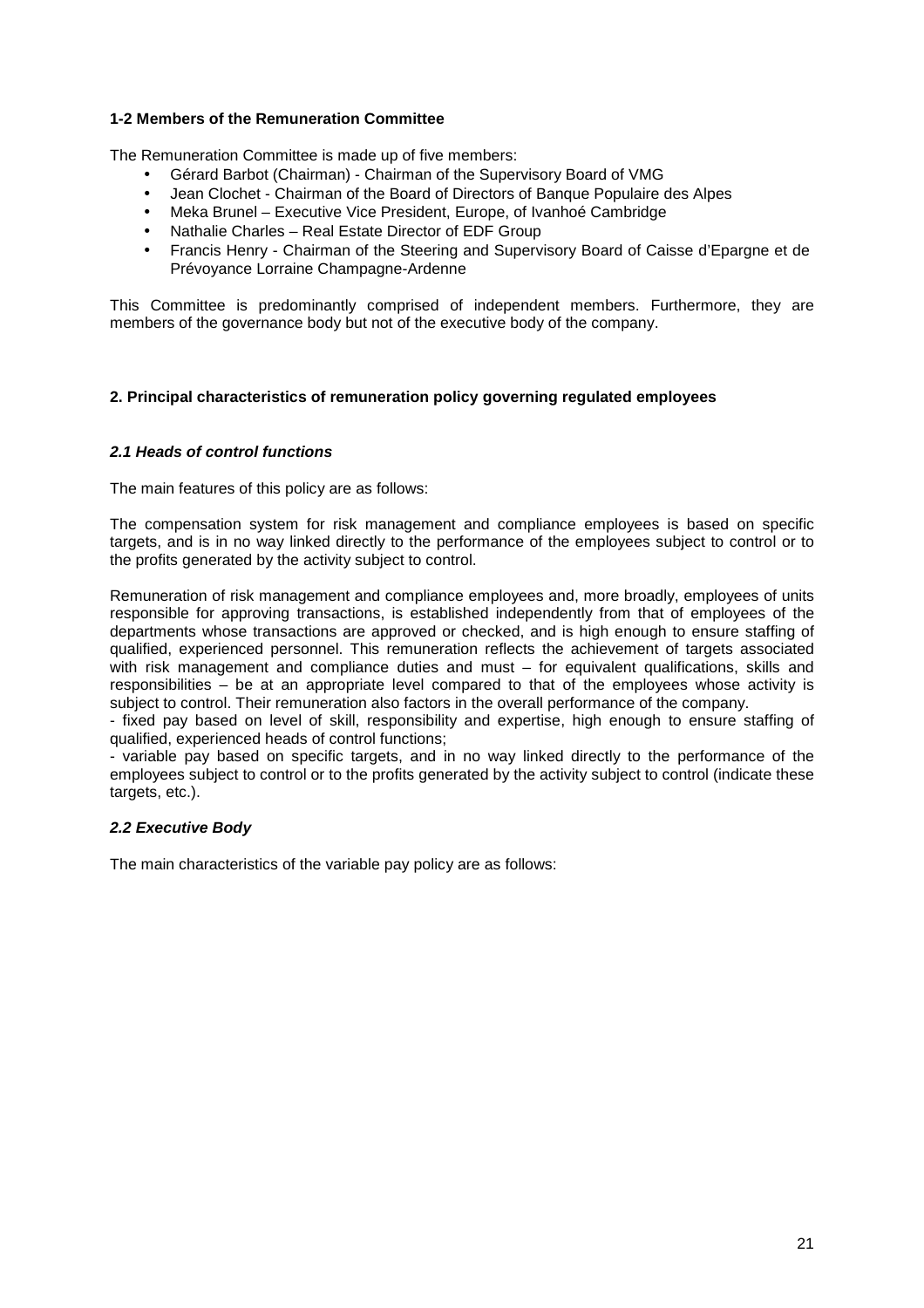### 1-2 Members of the Remuneration Committee

The Remuneration Committee is made up of five members:

- Gérard Barbot (Chairman) - Chairman of the Supervisory Board of VMG
- Jean Clochet - Chairman of the Board of Directors of Banque Populaire des Alpes
- Meka Brunel – Executive Vice President, Europe, of Ivanhoé Cambridge
- Nathalie Charles – Real Estate Director of EDF Group
- Francis Henry - Chairman of the Steering and Supervisory Board of Caisse d'Epargne et de Prévoyance Lorraine Champagne-Ardenne

This Committee is predominantly comprised of independent members. Furthermore, they are members of the governance body but not of the executive body of the company.

## 2. Principal characteristics of remuneration policy governing regulated employees

### *2.1 Heads of control functions*

The main features of this policy are as follows:

The compensation system for risk management and compliance employees is based on specific targets, and is in no way linked directly to the performance of the employees subject to control or to the profits generated by the activity subject to control.

Remuneration of risk management and compliance employees and, more broadly, employees of units responsible for approving transactions, is established independently from that of employees of the departments whose transactions are approved or checked, and is high enough to ensure staffing of qualified, experienced personnel. This remuneration reflects the achievement of targets associated with risk management and compliance duties and must – for equivalent qualifications, skills and responsibilities – be at an appropriate level compared to that of the employees whose activity is subject to control. Their remuneration also factors in the overall performance of the company.

- fixed pay based on level of skill, responsibility and expertise, high enough to ensure staffing of qualified, experienced heads of control functions;
- variable pay based on specific targets, and in no way linked directly to the performance of the employees subject to control or to the profits generated by the activity subject to control (indicate these targets, etc.).

### *2.2 Executive Body*

The main characteristics of the variable pay policy are as follows: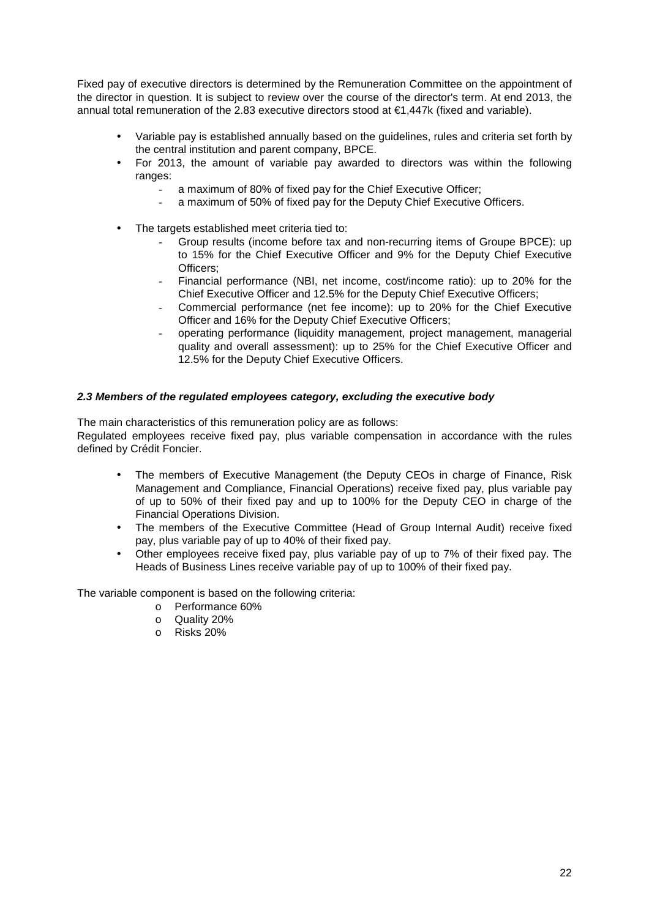Fixed pay of executive directors is determined by the Remuneration Committee on the appointment of the director in question. It is subject to review over the course of the director's term. At end 2013, the annual total remuneration of the 2.83 executive directors stood at €1,447k (fixed and variable).

- Variable pay is established annually based on the guidelines, rules and criteria set forth by the central institution and parent company, BPCE.
- For 2013, the amount of variable pay awarded to directors was within the following ranges:
  - a maximum of 80% of fixed pay for the Chief Executive Officer;
  - a maximum of 50% of fixed pay for the Deputy Chief Executive Officers.
- The targets established meet criteria tied to:
  - Group results (income before tax and non-recurring items of Groupe BPCE): up to 15% for the Chief Executive Officer and 9% for the Deputy Chief Executive Officers;
  - Financial performance (NBI, net income, cost/income ratio): up to 20% for the Chief Executive Officer and 12.5% for the Deputy Chief Executive Officers;
  - Commercial performance (net fee income): up to 20% for the Chief Executive Officer and 16% for the Deputy Chief Executive Officers;
  - operating performance (liquidity management, project management, managerial quality and overall assessment): up to 25% for the Chief Executive Officer and 12.5% for the Deputy Chief Executive Officers.

### *2.3 Members of the regulated employees category, excluding the executive body*

The main characteristics of this remuneration policy are as follows:
Regulated employees receive fixed pay, plus variable compensation in accordance with the rules defined by Crédit Foncier.

- The members of Executive Management (the Deputy CEOs in charge of Finance, Risk Management and Compliance, Financial Operations) receive fixed pay, plus variable pay of up to 50% of their fixed pay and up to 100% for the Deputy CEO in charge of the Financial Operations Division.
- The members of the Executive Committee (Head of Group Internal Audit) receive fixed pay, plus variable pay of up to 40% of their fixed pay.
- Other employees receive fixed pay, plus variable pay of up to 7% of their fixed pay. The Heads of Business Lines receive variable pay of up to 100% of their fixed pay.

The variable component is based on the following criteria:

- Performance 60%
- Quality 20%
- Risks 20%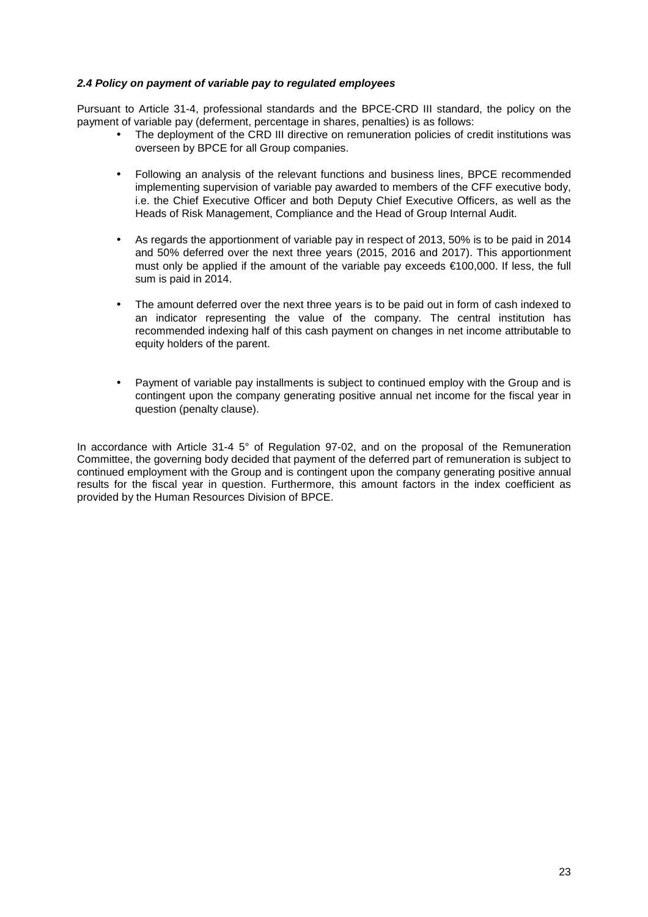### *2.4 Policy on payment of variable pay to regulated employees*

Pursuant to Article 31-4, professional standards and the BPCE-CRD III standard, the policy on the payment of variable pay (deferment, percentage in shares, penalties) is as follows:

- The deployment of the CRD III directive on remuneration policies of credit institutions was overseen by BPCE for all Group companies.
- Following an analysis of the relevant functions and business lines, BPCE recommended implementing supervision of variable pay awarded to members of the CFF executive body, i.e. the Chief Executive Officer and both Deputy Chief Executive Officers, as well as the Heads of Risk Management, Compliance and the Head of Group Internal Audit.
- As regards the apportionment of variable pay in respect of 2013, 50% is to be paid in 2014 and 50% deferred over the next three years (2015, 2016 and 2017). This apportionment must only be applied if the amount of the variable pay exceeds €100,000. If less, the full sum is paid in 2014.
- The amount deferred over the next three years is to be paid out in form of cash indexed to an indicator representing the value of the company. The central institution has recommended indexing half of this cash payment on changes in net income attributable to equity holders of the parent.
- Payment of variable pay installments is subject to continued employ with the Group and is contingent upon the company generating positive annual net income for the fiscal year in question (penalty clause).

In accordance with Article 31-4 5° of Regulation 97-02, and on the proposal of the Remuneration Committee, the governing body decided that payment of the deferred part of remuneration is subject to continued employment with the Group and is contingent upon the company generating positive annual results for the fiscal year in question. Furthermore, this amount factors in the index coefficient as provided by the Human Resources Division of BPCE.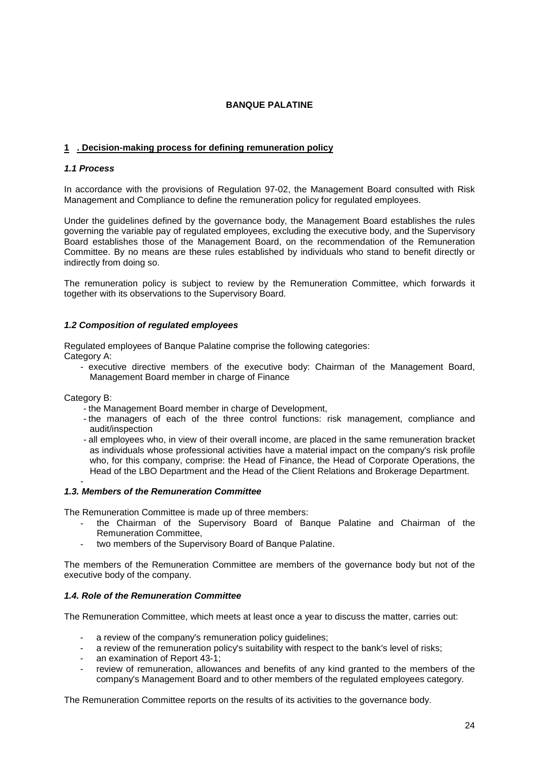# BANQUE PALATINE

## 1 . Decision-making process for defining remuneration policy

### *1.1 Process*

In accordance with the provisions of Regulation 97-02, the Management Board consulted with Risk Management and Compliance to define the remuneration policy for regulated employees.

Under the guidelines defined by the governance body, the Management Board establishes the rules governing the variable pay of regulated employees, excluding the executive body, and the Supervisory Board establishes those of the Management Board, on the recommendation of the Remuneration Committee. By no means are these rules established by individuals who stand to benefit directly or indirectly from doing so.

The remuneration policy is subject to review by the Remuneration Committee, which forwards it together with its observations to the Supervisory Board.

### *1.2 Composition of regulated employees*

Regulated employees of Banque Palatine comprise the following categories:

Category A:

- executive directive members of the executive body: Chairman of the Management Board, Management Board member in charge of Finance

Category B:

- the Management Board member in charge of Development,
- the managers of each of the three control functions: risk management, compliance and audit/inspection
- all employees who, in view of their overall income, are placed in the same remuneration bracket as individuals whose professional activities have a material impact on the company's risk profile who, for this company, comprise: the Head of Finance, the Head of Corporate Operations, the Head of the LBO Department and the Head of the Client Relations and Brokerage Department.
-

### *1.3. Members of the Remuneration Committee*

The Remuneration Committee is made up of three members:

- the Chairman of the Supervisory Board of Banque Palatine and Chairman of the Remuneration Committee,
- two members of the Supervisory Board of Banque Palatine.

The members of the Remuneration Committee are members of the governance body but not of the executive body of the company.

### *1.4. Role of the Remuneration Committee*

The Remuneration Committee, which meets at least once a year to discuss the matter, carries out:

- a review of the company's remuneration policy guidelines;
- a review of the remuneration policy's suitability with respect to the bank's level of risks;
- an examination of Report 43-1;
- review of remuneration, allowances and benefits of any kind granted to the members of the company's Management Board and to other members of the regulated employees category.

The Remuneration Committee reports on the results of its activities to the governance body.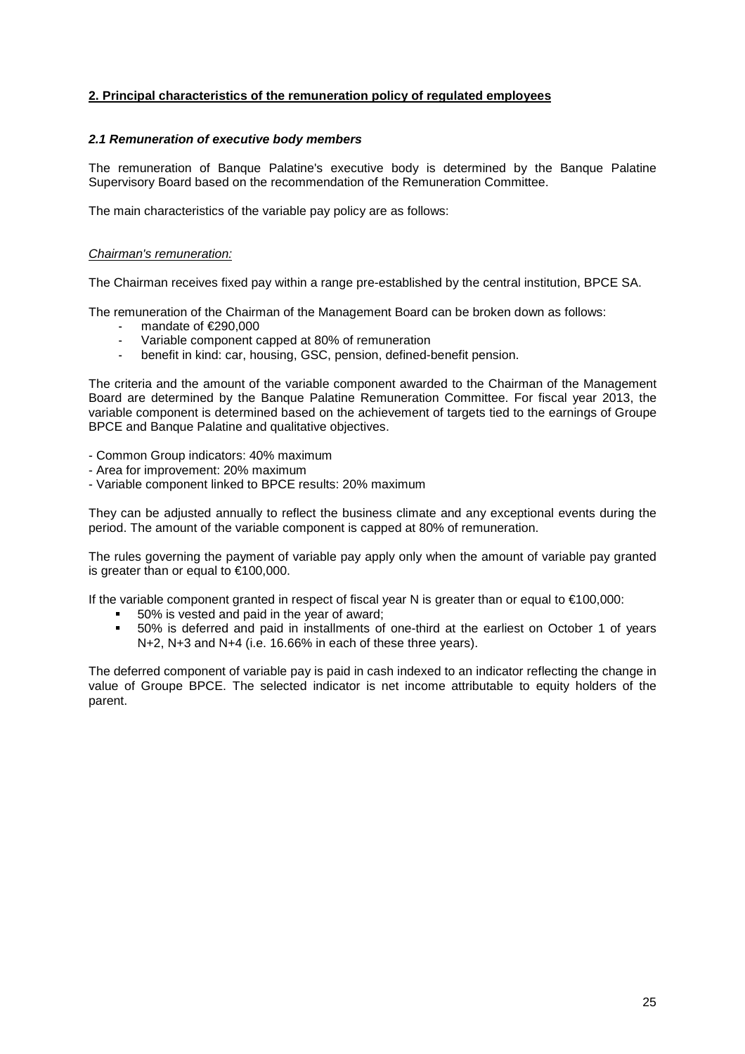## 2. Principal characteristics of the remuneration policy of regulated employees

### *2.1 Remuneration of executive body members*

The remuneration of Banque Palatine's executive body is determined by the Banque Palatine Supervisory Board based on the recommendation of the Remuneration Committee.

The main characteristics of the variable pay policy are as follows:

*Chairman's remuneration:*

The Chairman receives fixed pay within a range pre-established by the central institution, BPCE SA.

The remuneration of the Chairman of the Management Board can be broken down as follows:

- mandate of €290,000
- Variable component capped at 80% of remuneration
- benefit in kind: car, housing, GSC, pension, defined-benefit pension.

The criteria and the amount of the variable component awarded to the Chairman of the Management Board are determined by the Banque Palatine Remuneration Committee. For fiscal year 2013, the variable component is determined based on the achievement of targets tied to the earnings of Groupe BPCE and Banque Palatine and qualitative objectives.

- Common Group indicators: 40% maximum
- Area for improvement: 20% maximum
- Variable component linked to BPCE results: 20% maximum

They can be adjusted annually to reflect the business climate and any exceptional events during the period. The amount of the variable component is capped at 80% of remuneration.

The rules governing the payment of variable pay apply only when the amount of variable pay granted is greater than or equal to €100,000.

If the variable component granted in respect of fiscal year N is greater than or equal to €100,000:

- 50% is vested and paid in the year of award;
- 50% is deferred and paid in installments of one-third at the earliest on October 1 of years N+2, N+3 and N+4 (i.e. 16.66% in each of these three years).

The deferred component of variable pay is paid in cash indexed to an indicator reflecting the change in value of Groupe BPCE. The selected indicator is net income attributable to equity holders of the parent.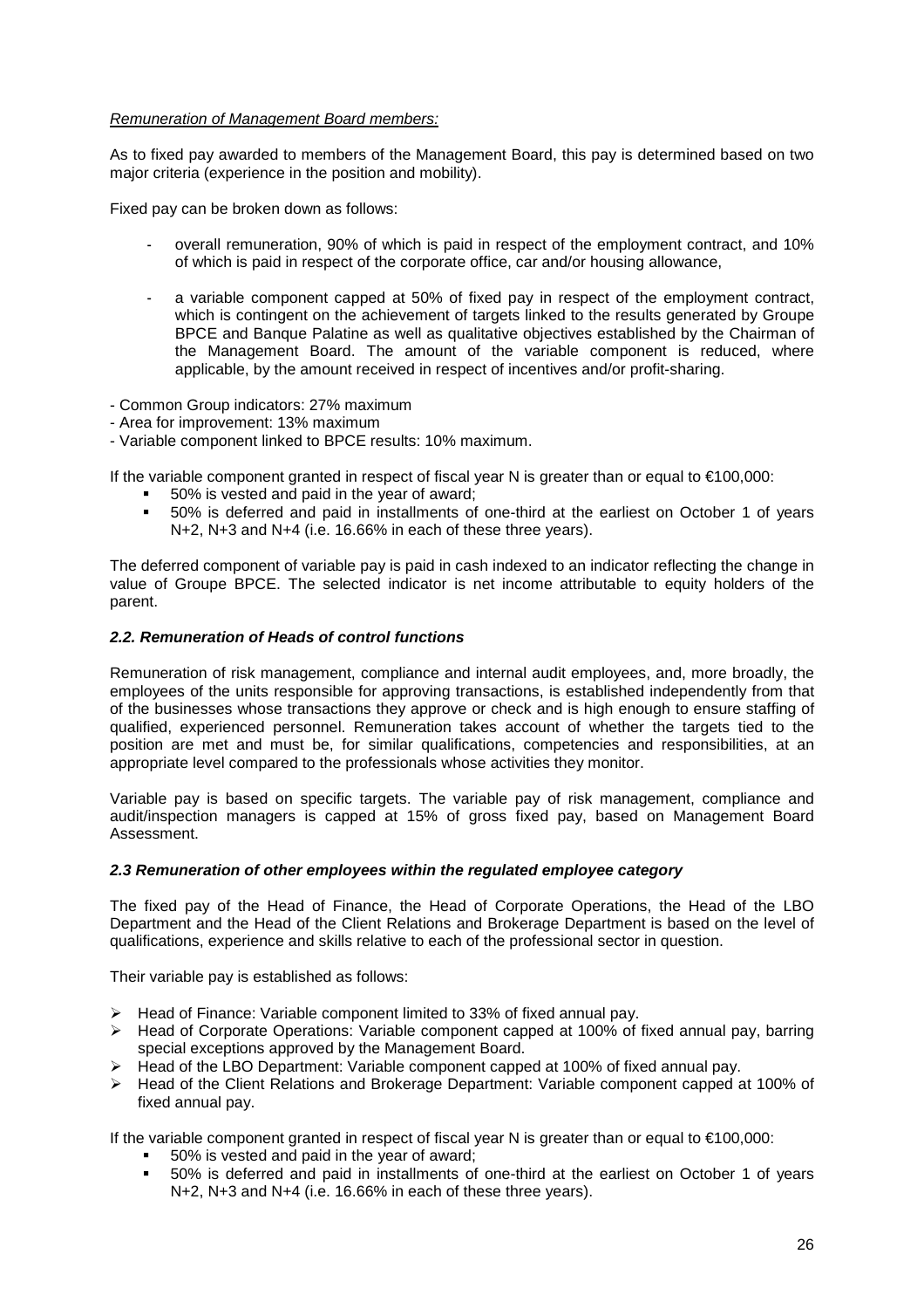*Remuneration of Management Board members:*

As to fixed pay awarded to members of the Management Board, this pay is determined based on two major criteria (experience in the position and mobility).

Fixed pay can be broken down as follows:

- overall remuneration, 90% of which is paid in respect of the employment contract, and 10% of which is paid in respect of the corporate office, car and/or housing allowance,

- a variable component capped at 50% of fixed pay in respect of the employment contract, which is contingent on the achievement of targets linked to the results generated by Groupe BPCE and Banque Palatine as well as qualitative objectives established by the Chairman of the Management Board. The amount of the variable component is reduced, where applicable, by the amount received in respect of incentives and/or profit-sharing.

- Common Group indicators: 27% maximum
- Area for improvement: 13% maximum
- Variable component linked to BPCE results: 10% maximum.

If the variable component granted in respect of fiscal year N is greater than or equal to €100,000:

- 50% is vested and paid in the year of award;
- 50% is deferred and paid in installments of one-third at the earliest on October 1 of years N+2, N+3 and N+4 (i.e. 16.66% in each of these three years).

The deferred component of variable pay is paid in cash indexed to an indicator reflecting the change in value of Groupe BPCE. The selected indicator is net income attributable to equity holders of the parent.

### *2.2. Remuneration of Heads of control functions*

Remuneration of risk management, compliance and internal audit employees, and, more broadly, the employees of the units responsible for approving transactions, is established independently from that of the businesses whose transactions they approve or check and is high enough to ensure staffing of qualified, experienced personnel. Remuneration takes account of whether the targets tied to the position are met and must be, for similar qualifications, competencies and responsibilities, at an appropriate level compared to the professionals whose activities they monitor.

Variable pay is based on specific targets. The variable pay of risk management, compliance and audit/inspection managers is capped at 15% of gross fixed pay, based on Management Board Assessment.

### *2.3 Remuneration of other employees within the regulated employee category*

The fixed pay of the Head of Finance, the Head of Corporate Operations, the Head of the LBO Department and the Head of the Client Relations and Brokerage Department is based on the level of qualifications, experience and skills relative to each of the professional sector in question.

Their variable pay is established as follows:

- Head of Finance: Variable component limited to 33% of fixed annual pay.
- Head of Corporate Operations: Variable component capped at 100% of fixed annual pay, barring special exceptions approved by the Management Board.
- Head of the LBO Department: Variable component capped at 100% of fixed annual pay.
- Head of the Client Relations and Brokerage Department: Variable component capped at 100% of fixed annual pay.

If the variable component granted in respect of fiscal year N is greater than or equal to €100,000:

- 50% is vested and paid in the year of award;
- 50% is deferred and paid in installments of one-third at the earliest on October 1 of years N+2, N+3 and N+4 (i.e. 16.66% in each of these three years).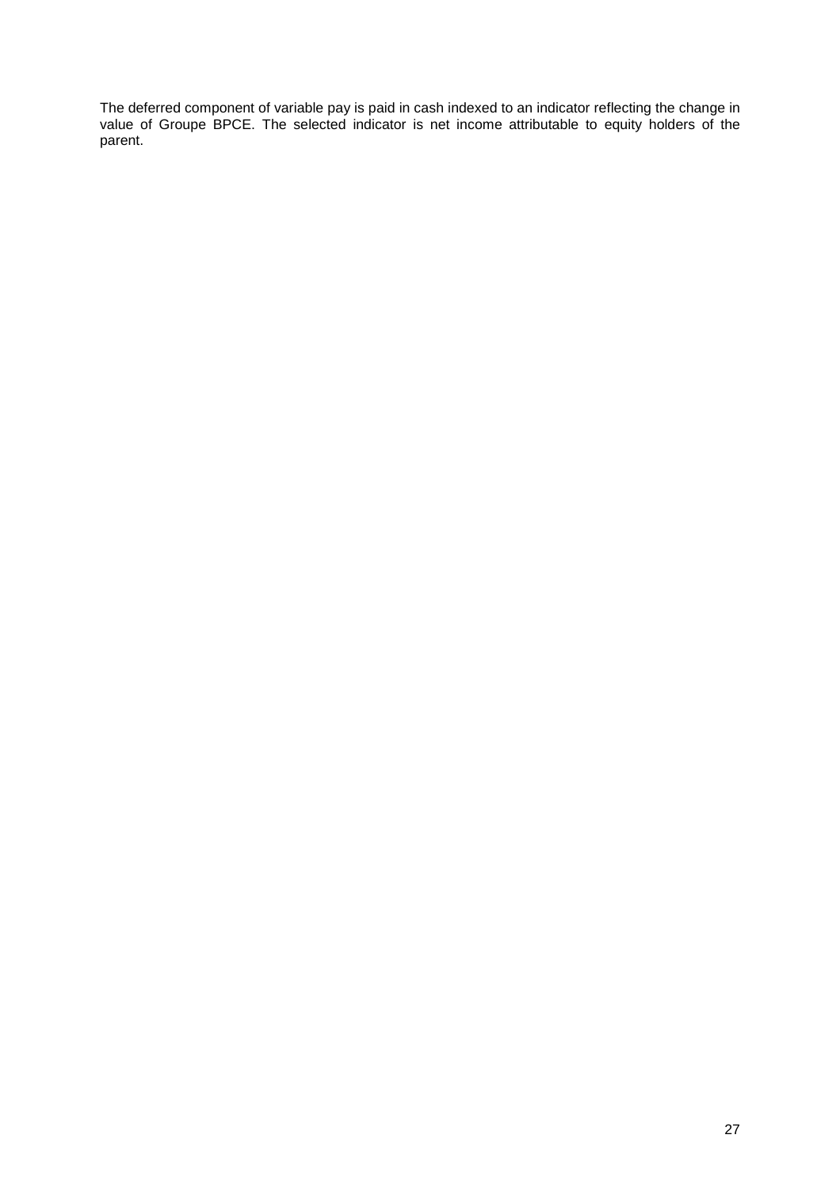The deferred component of variable pay is paid in cash indexed to an indicator reflecting the change in value of Groupe BPCE. The selected indicator is net income attributable to equity holders of the parent.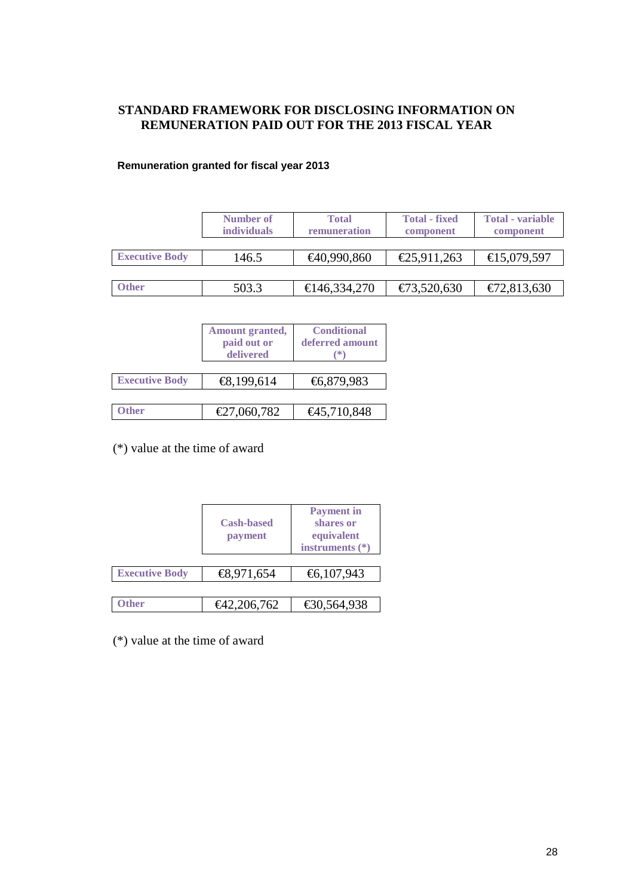## STANDARD FRAMEWORK FOR DISCLOSING INFORMATION ON REMUNERATION PAID OUT FOR THE 2013 FISCAL YEAR

### Remuneration granted for fiscal year 2013

| | Number of individuals | Total remuneration | Total - fixed component | Total - variable component |
|---|---|---|---|---|
| Executive Body | 146.5 | €40,990,860 | €25,911,263 | €15,079,597 |
| Other | 503.3 | €146,334,270 | €73,520,630 | €72,813,630 |

| | Amount granted, paid out or delivered | Conditional deferred amount (*) |
|---|---|---|
| Executive Body | €8,199,614 | €6,879,983 |
| Other | €27,060,782 | €45,710,848 |

(*) value at the time of award

| | Cash-based payment | Payment in shares or equivalent instruments (*) |
|---|---|---|
| Executive Body | €8,971,654 | €6,107,943 |
| Other | €42,206,762 | €30,564,938 |

(*) value at the time of award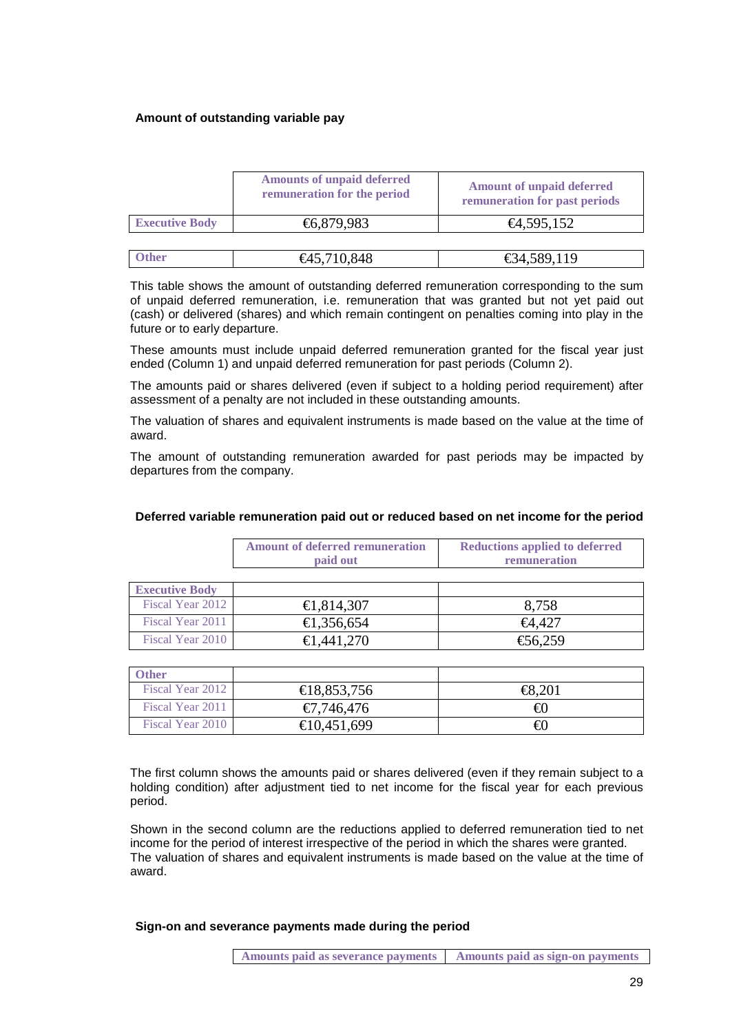**Amount of outstanding variable pay**

| | Amounts of unpaid deferred remuneration for the period | Amount of unpaid deferred remuneration for past periods |
|---|---|---|
| Executive Body | €6,879,983 | €4,595,152 |
| Other | €45,710,848 | €34,589,119 |

This table shows the amount of outstanding deferred remuneration corresponding to the sum of unpaid deferred remuneration, i.e. remuneration that was granted but not yet paid out (cash) or delivered (shares) and which remain contingent on penalties coming into play in the future or to early departure.

These amounts must include unpaid deferred remuneration granted for the fiscal year just ended (Column 1) and unpaid deferred remuneration for past periods (Column 2).

The amounts paid or shares delivered (even if subject to a holding period requirement) after assessment of a penalty are not included in these outstanding amounts.

The valuation of shares and equivalent instruments is made based on the value at the time of award.

The amount of outstanding remuneration awarded for past periods may be impacted by departures from the company.

**Deferred variable remuneration paid out or reduced based on net income for the period**

| | Amount of deferred remuneration paid out | Reductions applied to deferred remuneration |
|---|---|---|
| **Executive Body** | | |
| Fiscal Year 2012 | €1,814,307 | 8,758 |
| Fiscal Year 2011 | €1,356,654 | €4,427 |
| Fiscal Year 2010 | €1,441,270 | €56,259 |
| **Other** | | |
| Fiscal Year 2012 | €18,853,756 | €8,201 |
| Fiscal Year 2011 | €7,746,476 | €0 |
| Fiscal Year 2010 | €10,451,699 | €0 |

The first column shows the amounts paid or shares delivered (even if they remain subject to a holding condition) after adjustment tied to net income for the fiscal year for each previous period.

Shown in the second column are the reductions applied to deferred remuneration tied to net income for the period of interest irrespective of the period in which the shares were granted. The valuation of shares and equivalent instruments is made based on the value at the time of award.

**Sign-on and severance payments made during the period**

| Amounts paid as severance payments | Amounts paid as sign-on payments |
|---|---|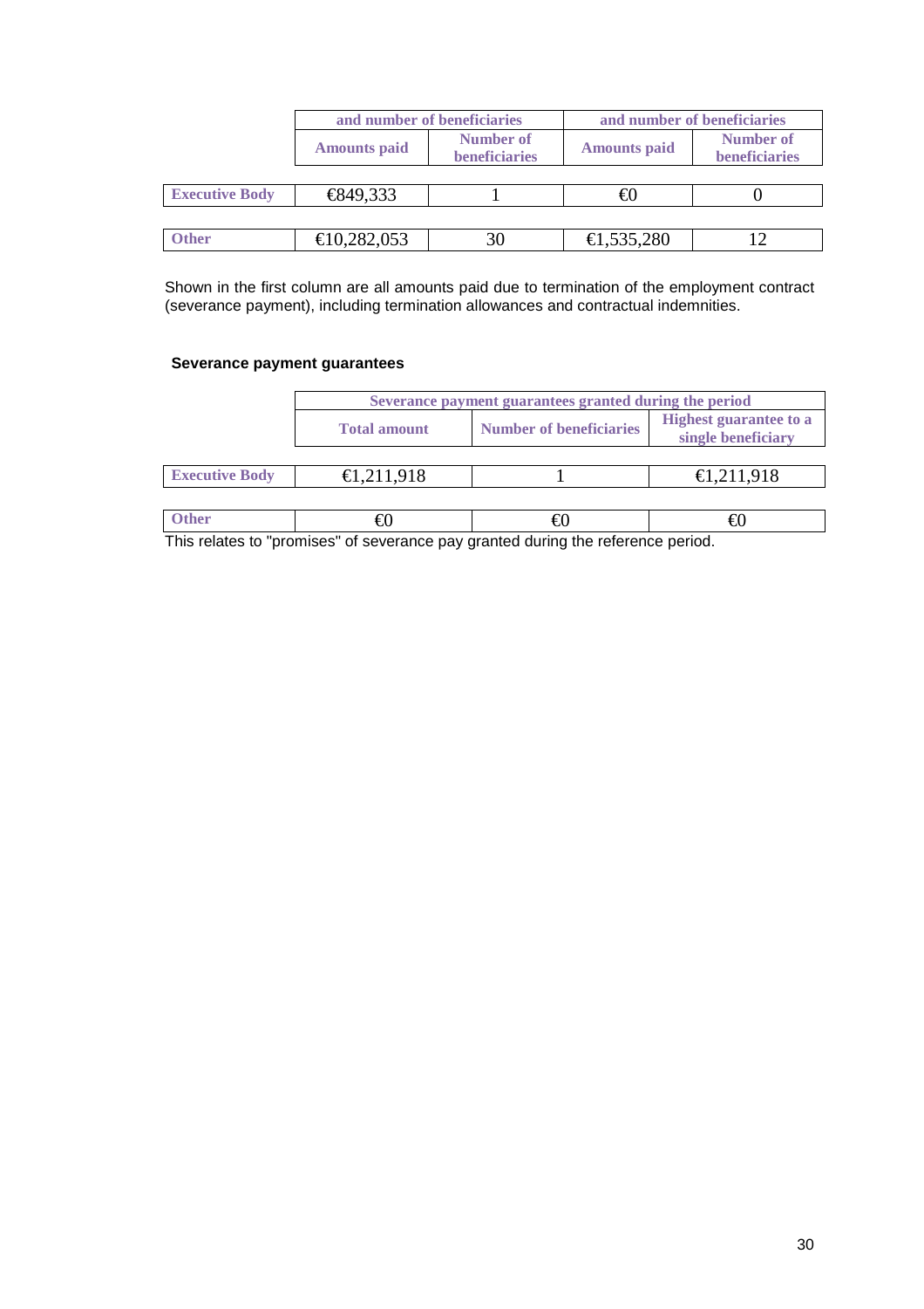| | and number of beneficiaries | | and number of beneficiaries | |
|---|---|---|---|---|
| | Amounts paid | Number of beneficiaries | Amounts paid | Number of beneficiaries |
| Executive Body | €849,333 | 1 | €0 | 0 |
| Other | €10,282,053 | 30 | €1,535,280 | 12 |

Shown in the first column are all amounts paid due to termination of the employment contract (severance payment), including termination allowances and contractual indemnities.

**Severance payment guarantees**

| | Severance payment guarantees granted during the period | | |
|---|---|---|---|
| | Total amount | Number of beneficiaries | Highest guarantee to a single beneficiary |
| Executive Body | €1,211,918 | 1 | €1,211,918 |
| Other | €0 | €0 | €0 |

This relates to "promises" of severance pay granted during the reference period.